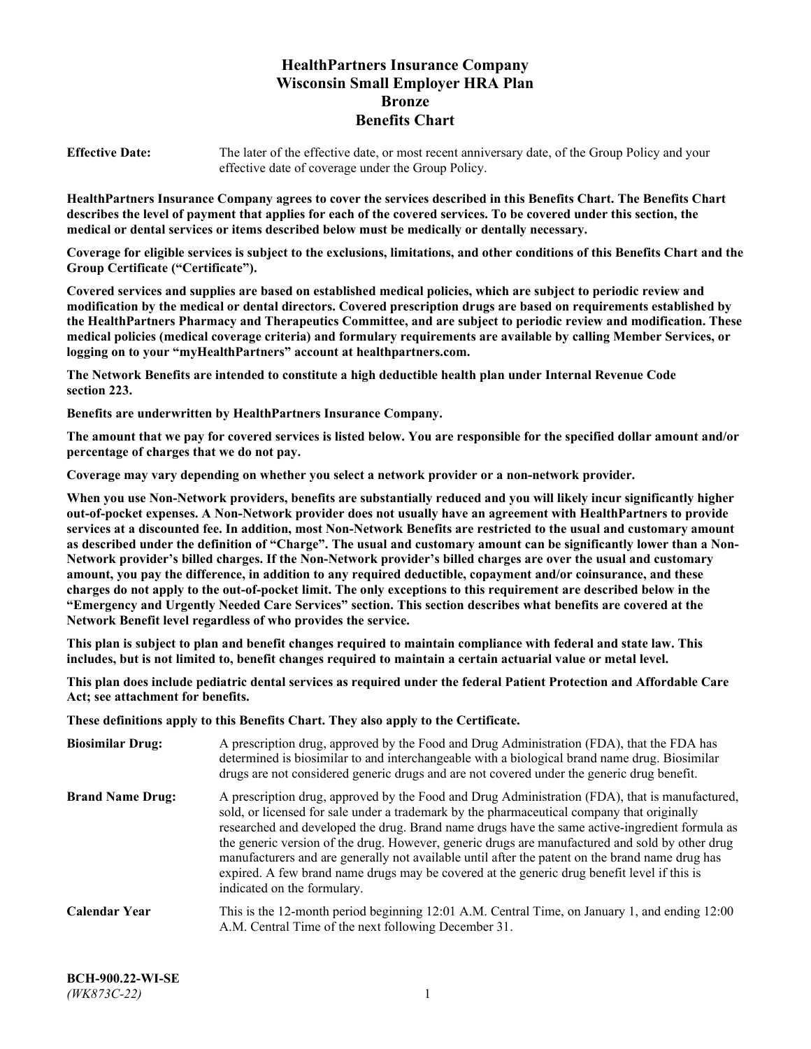# HealthPartners Insurance Company
# Wisconsin Small Employer HRA Plan
# Bronze
# Benefits Chart

| | |
|---|---|
| **Effective Date:** | The later of the effective date, or most recent anniversary date, of the Group Policy and your effective date of coverage under the Group Policy. |

**HealthPartners Insurance Company agrees to cover the services described in this Benefits Chart. The Benefits Chart describes the level of payment that applies for each of the covered services. To be covered under this section, the medical or dental services or items described below must be medically or dentally necessary.**

**Coverage for eligible services is subject to the exclusions, limitations, and other conditions of this Benefits Chart and the Group Certificate ("Certificate").**

**Covered services and supplies are based on established medical policies, which are subject to periodic review and modification by the medical or dental directors. Covered prescription drugs are based on requirements established by the HealthPartners Pharmacy and Therapeutics Committee, and are subject to periodic review and modification. These medical policies (medical coverage criteria) and formulary requirements are available by calling Member Services, or logging on to your "myHealthPartners" account at healthpartners.com.**

**The Network Benefits are intended to constitute a high deductible health plan under Internal Revenue Code section 223.**

**Benefits are underwritten by HealthPartners Insurance Company.**

**The amount that we pay for covered services is listed below. You are responsible for the specified dollar amount and/or percentage of charges that we do not pay.**

**Coverage may vary depending on whether you select a network provider or a non-network provider.**

**When you use Non-Network providers, benefits are substantially reduced and you will likely incur significantly higher out-of-pocket expenses. A Non-Network provider does not usually have an agreement with HealthPartners to provide services at a discounted fee. In addition, most Non-Network Benefits are restricted to the usual and customary amount as described under the definition of "Charge". The usual and customary amount can be significantly lower than a Non-Network provider's billed charges. If the Non-Network provider's billed charges are over the usual and customary amount, you pay the difference, in addition to any required deductible, copayment and/or coinsurance, and these charges do not apply to the out-of-pocket limit. The only exceptions to this requirement are described below in the "Emergency and Urgently Needed Care Services" section. This section describes what benefits are covered at the Network Benefit level regardless of who provides the service.**

**This plan is subject to plan and benefit changes required to maintain compliance with federal and state law. This includes, but is not limited to, benefit changes required to maintain a certain actuarial value or metal level.**

**This plan does include pediatric dental services as required under the federal Patient Protection and Affordable Care Act; see attachment for benefits.**

**These definitions apply to this Benefits Chart. They also apply to the Certificate.**

| | |
|---|---|
| **Biosimilar Drug:** | A prescription drug, approved by the Food and Drug Administration (FDA), that the FDA has determined is biosimilar to and interchangeable with a biological brand name drug. Biosimilar drugs are not considered generic drugs and are not covered under the generic drug benefit. |
| **Brand Name Drug:** | A prescription drug, approved by the Food and Drug Administration (FDA), that is manufactured, sold, or licensed for sale under a trademark by the pharmaceutical company that originally researched and developed the drug. Brand name drugs have the same active-ingredient formula as the generic version of the drug. However, generic drugs are manufactured and sold by other drug manufacturers and are generally not available until after the patent on the brand name drug has expired. A few brand name drugs may be covered at the generic drug benefit level if this is indicated on the formulary. |
| **Calendar Year** | This is the 12-month period beginning 12:01 A.M. Central Time, on January 1, and ending 12:00 A.M. Central Time of the next following December 31. |

**BCH-900.22-WI-SE**
*(WK873C-22)*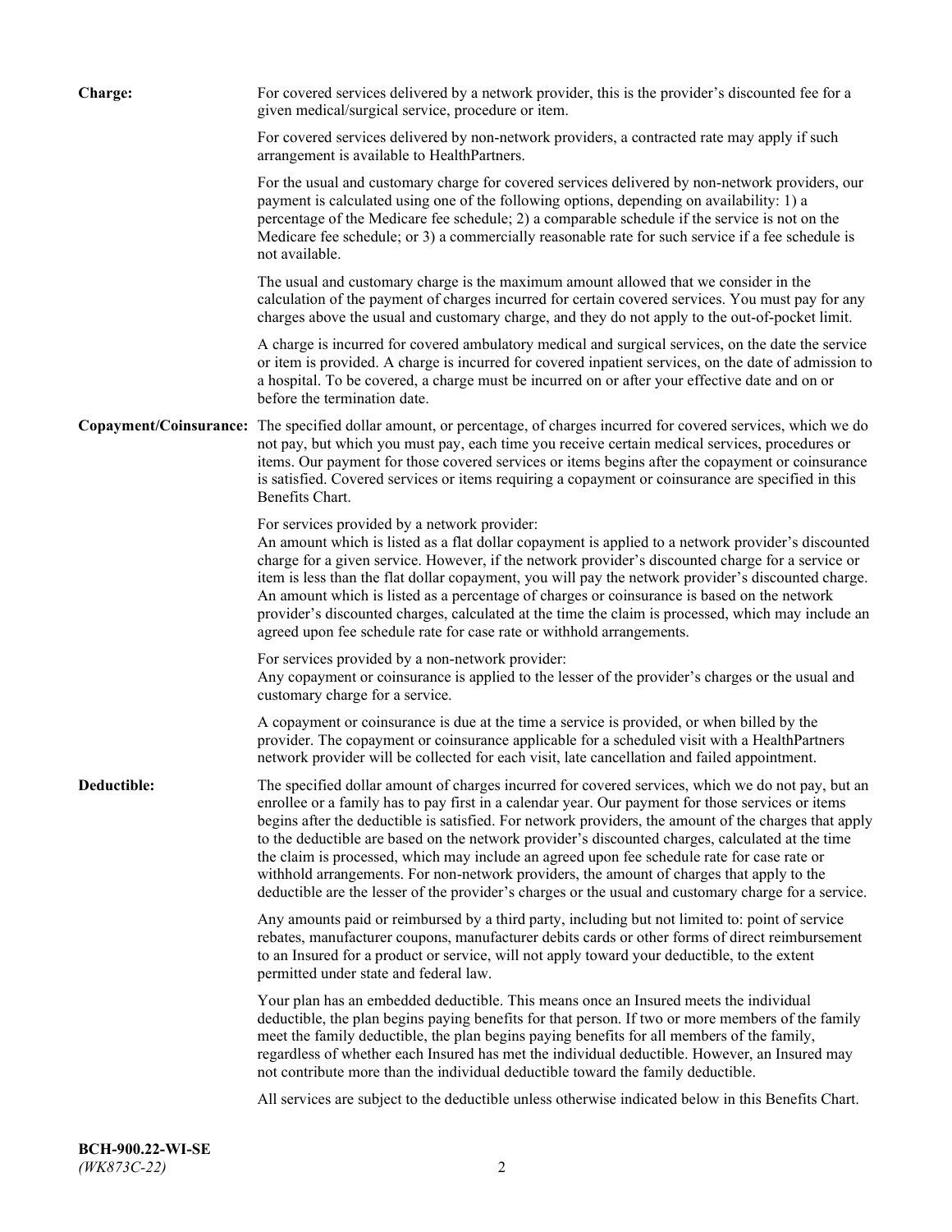**Charge:** For covered services delivered by a network provider, this is the provider's discounted fee for a given medical/surgical service, procedure or item.

For covered services delivered by non-network providers, a contracted rate may apply if such arrangement is available to HealthPartners.

For the usual and customary charge for covered services delivered by non-network providers, our payment is calculated using one of the following options, depending on availability: 1) a percentage of the Medicare fee schedule; 2) a comparable schedule if the service is not on the Medicare fee schedule; or 3) a commercially reasonable rate for such service if a fee schedule is not available.

The usual and customary charge is the maximum amount allowed that we consider in the calculation of the payment of charges incurred for certain covered services. You must pay for any charges above the usual and customary charge, and they do not apply to the out-of-pocket limit.

A charge is incurred for covered ambulatory medical and surgical services, on the date the service or item is provided. A charge is incurred for covered inpatient services, on the date of admission to a hospital. To be covered, a charge must be incurred on or after your effective date and on or before the termination date.

**Copayment/Coinsurance:** The specified dollar amount, or percentage, of charges incurred for covered services, which we do not pay, but which you must pay, each time you receive certain medical services, procedures or items. Our payment for those covered services or items begins after the copayment or coinsurance is satisfied. Covered services or items requiring a copayment or coinsurance are specified in this Benefits Chart.

For services provided by a network provider:
An amount which is listed as a flat dollar copayment is applied to a network provider's discounted charge for a given service. However, if the network provider's discounted charge for a service or item is less than the flat dollar copayment, you will pay the network provider's discounted charge. An amount which is listed as a percentage of charges or coinsurance is based on the network provider's discounted charges, calculated at the time the claim is processed, which may include an agreed upon fee schedule rate for case rate or withhold arrangements.

For services provided by a non-network provider:
Any copayment or coinsurance is applied to the lesser of the provider's charges or the usual and customary charge for a service.

A copayment or coinsurance is due at the time a service is provided, or when billed by the provider. The copayment or coinsurance applicable for a scheduled visit with a HealthPartners network provider will be collected for each visit, late cancellation and failed appointment.

**Deductible:** The specified dollar amount of charges incurred for covered services, which we do not pay, but an enrollee or a family has to pay first in a calendar year. Our payment for those services or items begins after the deductible is satisfied. For network providers, the amount of the charges that apply to the deductible are based on the network provider's discounted charges, calculated at the time the claim is processed, which may include an agreed upon fee schedule rate for case rate or withhold arrangements. For non-network providers, the amount of charges that apply to the deductible are the lesser of the provider's charges or the usual and customary charge for a service.

Any amounts paid or reimbursed by a third party, including but not limited to: point of service rebates, manufacturer coupons, manufacturer debits cards or other forms of direct reimbursement to an Insured for a product or service, will not apply toward your deductible, to the extent permitted under state and federal law.

Your plan has an embedded deductible. This means once an Insured meets the individual deductible, the plan begins paying benefits for that person. If two or more members of the family meet the family deductible, the plan begins paying benefits for all members of the family, regardless of whether each Insured has met the individual deductible. However, an Insured may not contribute more than the individual deductible toward the family deductible.

All services are subject to the deductible unless otherwise indicated below in this Benefits Chart.

**BCH-900.22-WI-SE**
*(WK873C-22)*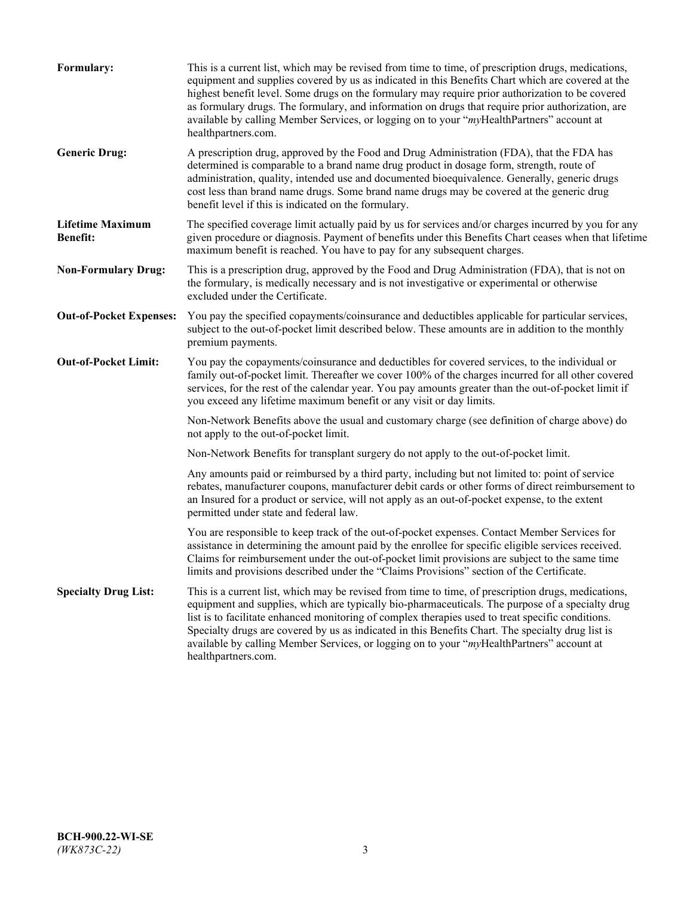**Formulary:** This is a current list, which may be revised from time to time, of prescription drugs, medications, equipment and supplies covered by us as indicated in this Benefits Chart which are covered at the highest benefit level. Some drugs on the formulary may require prior authorization to be covered as formulary drugs. The formulary, and information on drugs that require prior authorization, are available by calling Member Services, or logging on to your "*my*HealthPartners" account at healthpartners.com.

**Generic Drug:** A prescription drug, approved by the Food and Drug Administration (FDA), that the FDA has determined is comparable to a brand name drug product in dosage form, strength, route of administration, quality, intended use and documented bioequivalence. Generally, generic drugs cost less than brand name drugs. Some brand name drugs may be covered at the generic drug benefit level if this is indicated on the formulary.

**Lifetime Maximum Benefit:** The specified coverage limit actually paid by us for services and/or charges incurred by you for any given procedure or diagnosis. Payment of benefits under this Benefits Chart ceases when that lifetime maximum benefit is reached. You have to pay for any subsequent charges.

**Non-Formulary Drug:** This is a prescription drug, approved by the Food and Drug Administration (FDA), that is not on the formulary, is medically necessary and is not investigative or experimental or otherwise excluded under the Certificate.

**Out-of-Pocket Expenses:** You pay the specified copayments/coinsurance and deductibles applicable for particular services, subject to the out-of-pocket limit described below. These amounts are in addition to the monthly premium payments.

**Out-of-Pocket Limit:** You pay the copayments/coinsurance and deductibles for covered services, to the individual or family out-of-pocket limit. Thereafter we cover 100% of the charges incurred for all other covered services, for the rest of the calendar year. You pay amounts greater than the out-of-pocket limit if you exceed any lifetime maximum benefit or any visit or day limits.

Non-Network Benefits above the usual and customary charge (see definition of charge above) do not apply to the out-of-pocket limit.

Non-Network Benefits for transplant surgery do not apply to the out-of-pocket limit.

Any amounts paid or reimbursed by a third party, including but not limited to: point of service rebates, manufacturer coupons, manufacturer debit cards or other forms of direct reimbursement to an Insured for a product or service, will not apply as an out-of-pocket expense, to the extent permitted under state and federal law.

You are responsible to keep track of the out-of-pocket expenses. Contact Member Services for assistance in determining the amount paid by the enrollee for specific eligible services received. Claims for reimbursement under the out-of-pocket limit provisions are subject to the same time limits and provisions described under the "Claims Provisions" section of the Certificate.

**Specialty Drug List:** This is a current list, which may be revised from time to time, of prescription drugs, medications, equipment and supplies, which are typically bio-pharmaceuticals. The purpose of a specialty drug list is to facilitate enhanced monitoring of complex therapies used to treat specific conditions. Specialty drugs are covered by us as indicated in this Benefits Chart. The specialty drug list is available by calling Member Services, or logging on to your "*my*HealthPartners" account at healthpartners.com.

**BCH-900.22-WI-SE**
*(WK873C-22)*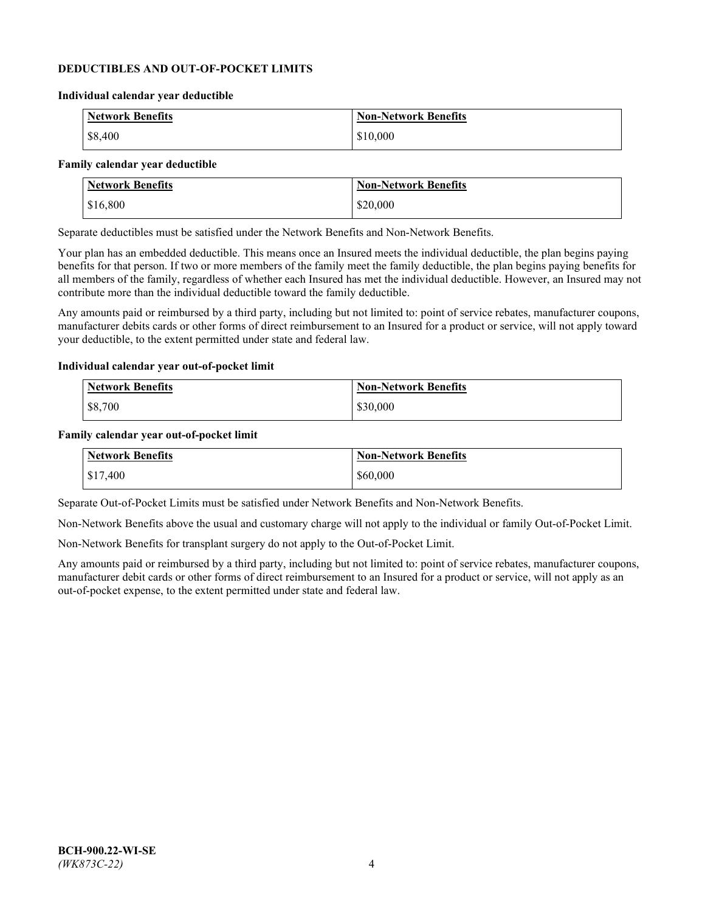### DEDUCTIBLES AND OUT-OF-POCKET LIMITS

**Individual calendar year deductible**

| Network Benefits | Non-Network Benefits |
|---|---|
| $8,400 | $10,000 |

**Family calendar year deductible**

| Network Benefits | Non-Network Benefits |
|---|---|
| $16,800 | $20,000 |

Separate deductibles must be satisfied under the Network Benefits and Non-Network Benefits.

Your plan has an embedded deductible. This means once an Insured meets the individual deductible, the plan begins paying benefits for that person. If two or more members of the family meet the family deductible, the plan begins paying benefits for all members of the family, regardless of whether each Insured has met the individual deductible. However, an Insured may not contribute more than the individual deductible toward the family deductible.

Any amounts paid or reimbursed by a third party, including but not limited to: point of service rebates, manufacturer coupons, manufacturer debits cards or other forms of direct reimbursement to an Insured for a product or service, will not apply toward your deductible, to the extent permitted under state and federal law.

**Individual calendar year out-of-pocket limit**

| Network Benefits | Non-Network Benefits |
|---|---|
| $8,700 | $30,000 |

**Family calendar year out-of-pocket limit**

| Network Benefits | Non-Network Benefits |
|---|---|
| $17,400 | $60,000 |

Separate Out-of-Pocket Limits must be satisfied under Network Benefits and Non-Network Benefits.

Non-Network Benefits above the usual and customary charge will not apply to the individual or family Out-of-Pocket Limit.

Non-Network Benefits for transplant surgery do not apply to the Out-of-Pocket Limit.

Any amounts paid or reimbursed by a third party, including but not limited to: point of service rebates, manufacturer coupons, manufacturer debit cards or other forms of direct reimbursement to an Insured for a product or service, will not apply as an out-of-pocket expense, to the extent permitted under state and federal law.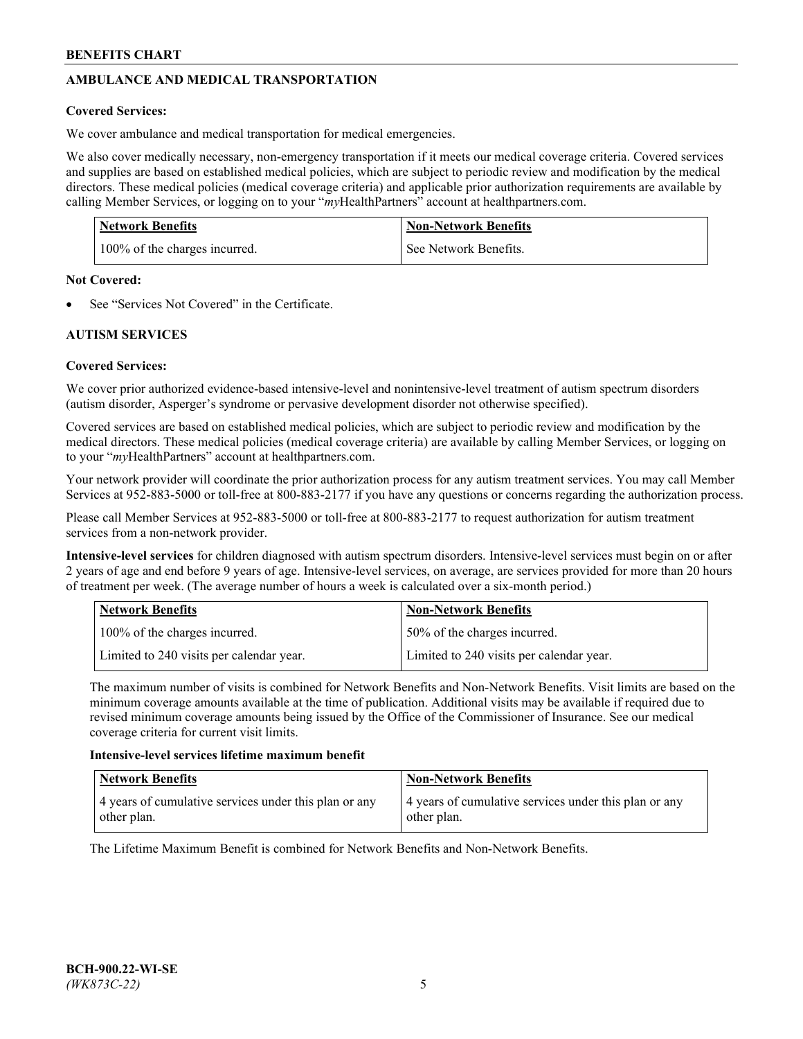## AMBULANCE AND MEDICAL TRANSPORTATION

**Covered Services:**

We cover ambulance and medical transportation for medical emergencies.

We also cover medically necessary, non-emergency transportation if it meets our medical coverage criteria. Covered services and supplies are based on established medical policies, which are subject to periodic review and modification by the medical directors. These medical policies (medical coverage criteria) and applicable prior authorization requirements are available by calling Member Services, or logging on to your "*my*HealthPartners" account at healthpartners.com.

| Network Benefits | Non-Network Benefits |
|---|---|
| 100% of the charges incurred. | See Network Benefits. |

**Not Covered:**

- See "Services Not Covered" in the Certificate.

## AUTISM SERVICES

**Covered Services:**

We cover prior authorized evidence-based intensive-level and nonintensive-level treatment of autism spectrum disorders (autism disorder, Asperger's syndrome or pervasive development disorder not otherwise specified).

Covered services are based on established medical policies, which are subject to periodic review and modification by the medical directors. These medical policies (medical coverage criteria) are available by calling Member Services, or logging on to your "*my*HealthPartners" account at healthpartners.com.

Your network provider will coordinate the prior authorization process for any autism treatment services. You may call Member Services at 952-883-5000 or toll-free at 800-883-2177 if you have any questions or concerns regarding the authorization process.

Please call Member Services at 952-883-5000 or toll-free at 800-883-2177 to request authorization for autism treatment services from a non-network provider.

**Intensive-level services** for children diagnosed with autism spectrum disorders. Intensive-level services must begin on or after 2 years of age and end before 9 years of age. Intensive-level services, on average, are services provided for more than 20 hours of treatment per week. (The average number of hours a week is calculated over a six-month period.)

| Network Benefits | Non-Network Benefits |
|---|---|
| 100% of the charges incurred. | 50% of the charges incurred. |
| Limited to 240 visits per calendar year. | Limited to 240 visits per calendar year. |

The maximum number of visits is combined for Network Benefits and Non-Network Benefits. Visit limits are based on the minimum coverage amounts available at the time of publication. Additional visits may be available if required due to revised minimum coverage amounts being issued by the Office of the Commissioner of Insurance. See our medical coverage criteria for current visit limits.

**Intensive-level services lifetime maximum benefit**

| Network Benefits | Non-Network Benefits |
|---|---|
| 4 years of cumulative services under this plan or any other plan. | 4 years of cumulative services under this plan or any other plan. |

The Lifetime Maximum Benefit is combined for Network Benefits and Non-Network Benefits.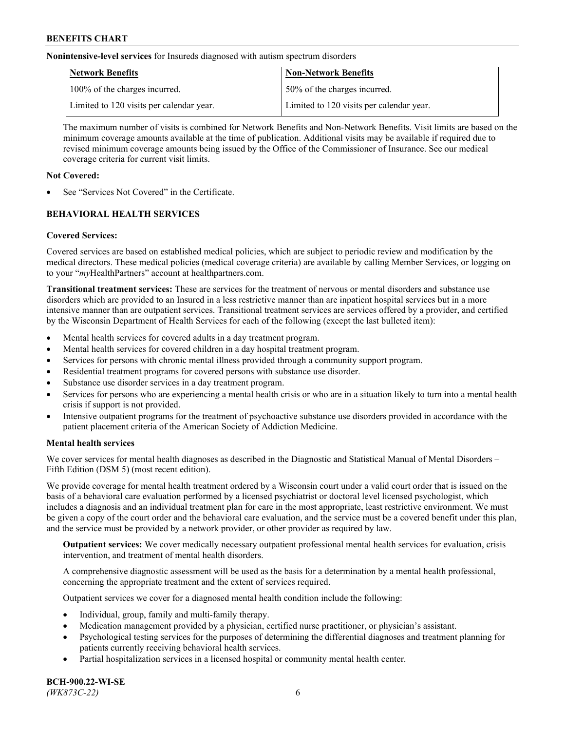**Nonintensive-level services** for Insureds diagnosed with autism spectrum disorders

| Network Benefits | Non-Network Benefits |
|---|---|
| 100% of the charges incurred. | 50% of the charges incurred. |
| Limited to 120 visits per calendar year. | Limited to 120 visits per calendar year. |

The maximum number of visits is combined for Network Benefits and Non-Network Benefits. Visit limits are based on the minimum coverage amounts available at the time of publication. Additional visits may be available if required due to revised minimum coverage amounts being issued by the Office of the Commissioner of Insurance. See our medical coverage criteria for current visit limits.

**Not Covered:**

- See "Services Not Covered" in the Certificate.

## BEHAVIORAL HEALTH SERVICES

**Covered Services:**

Covered services are based on established medical policies, which are subject to periodic review and modification by the medical directors. These medical policies (medical coverage criteria) are available by calling Member Services, or logging on to your "*my*HealthPartners" account at healthpartners.com.

**Transitional treatment services:** These are services for the treatment of nervous or mental disorders and substance use disorders which are provided to an Insured in a less restrictive manner than are inpatient hospital services but in a more intensive manner than are outpatient services. Transitional treatment services are services offered by a provider, and certified by the Wisconsin Department of Health Services for each of the following (except the last bulleted item):

- Mental health services for covered adults in a day treatment program.
- Mental health services for covered children in a day hospital treatment program.
- Services for persons with chronic mental illness provided through a community support program.
- Residential treatment programs for covered persons with substance use disorder.
- Substance use disorder services in a day treatment program.
- Services for persons who are experiencing a mental health crisis or who are in a situation likely to turn into a mental health crisis if support is not provided.
- Intensive outpatient programs for the treatment of psychoactive substance use disorders provided in accordance with the patient placement criteria of the American Society of Addiction Medicine.

**Mental health services**

We cover services for mental health diagnoses as described in the Diagnostic and Statistical Manual of Mental Disorders – Fifth Edition (DSM 5) (most recent edition).

We provide coverage for mental health treatment ordered by a Wisconsin court under a valid court order that is issued on the basis of a behavioral care evaluation performed by a licensed psychiatrist or doctoral level licensed psychologist, which includes a diagnosis and an individual treatment plan for care in the most appropriate, least restrictive environment. We must be given a copy of the court order and the behavioral care evaluation, and the service must be a covered benefit under this plan, and the service must be provided by a network provider, or other provider as required by law.

**Outpatient services:** We cover medically necessary outpatient professional mental health services for evaluation, crisis intervention, and treatment of mental health disorders.

A comprehensive diagnostic assessment will be used as the basis for a determination by a mental health professional, concerning the appropriate treatment and the extent of services required.

Outpatient services we cover for a diagnosed mental health condition include the following:

- Individual, group, family and multi-family therapy.
- Medication management provided by a physician, certified nurse practitioner, or physician's assistant.
- Psychological testing services for the purposes of determining the differential diagnoses and treatment planning for patients currently receiving behavioral health services.
- Partial hospitalization services in a licensed hospital or community mental health center.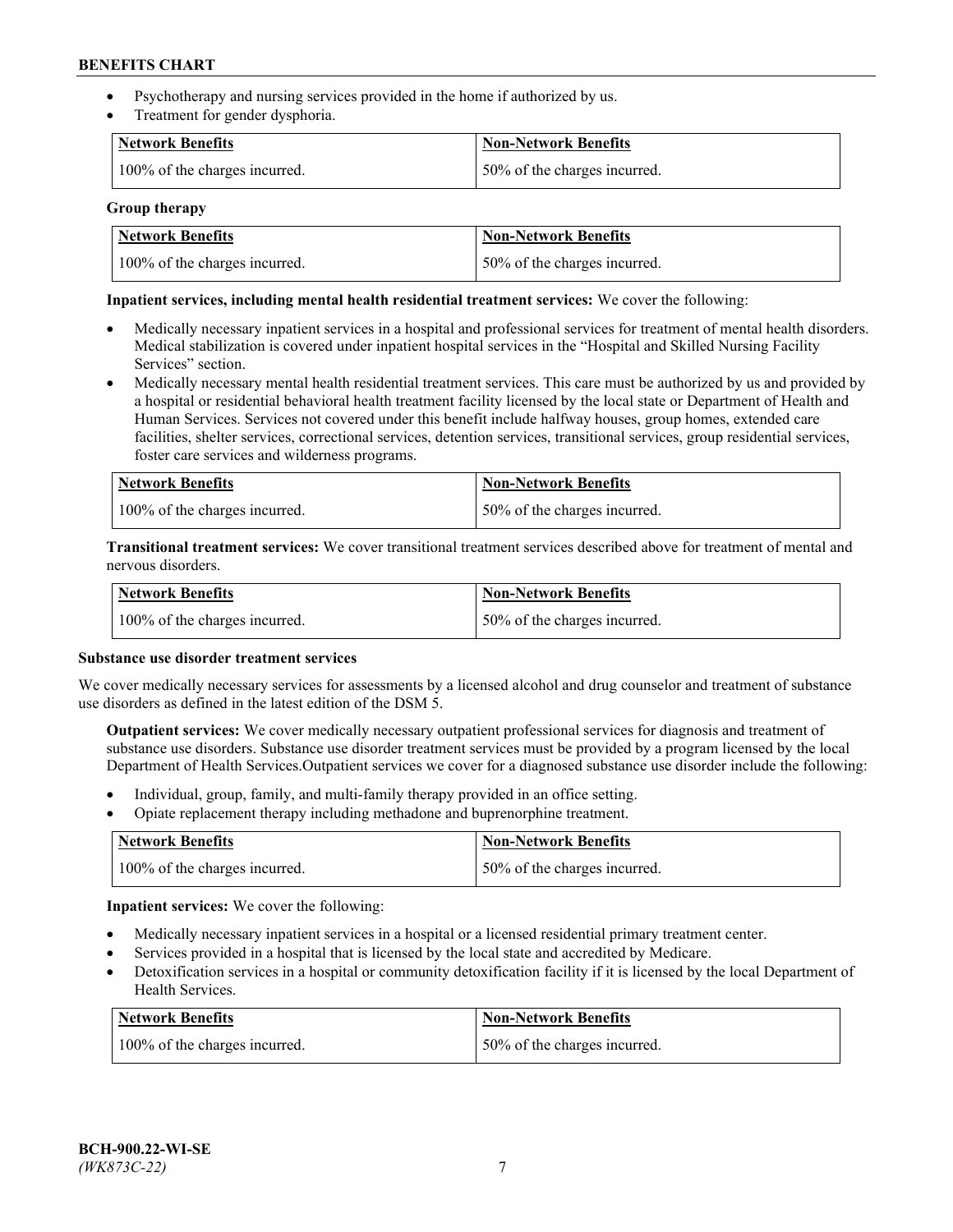- Psychotherapy and nursing services provided in the home if authorized by us.
- Treatment for gender dysphoria.

| Network Benefits | Non-Network Benefits |
| --- | --- |
| 100% of the charges incurred. | 50% of the charges incurred. |

**Group therapy**

| Network Benefits | Non-Network Benefits |
| --- | --- |
| 100% of the charges incurred. | 50% of the charges incurred. |

**Inpatient services, including mental health residential treatment services:** We cover the following:

- Medically necessary inpatient services in a hospital and professional services for treatment of mental health disorders. Medical stabilization is covered under inpatient hospital services in the "Hospital and Skilled Nursing Facility Services" section.
- Medically necessary mental health residential treatment services. This care must be authorized by us and provided by a hospital or residential behavioral health treatment facility licensed by the local state or Department of Health and Human Services. Services not covered under this benefit include halfway houses, group homes, extended care facilities, shelter services, correctional services, detention services, transitional services, group residential services, foster care services and wilderness programs.

| Network Benefits | Non-Network Benefits |
| --- | --- |
| 100% of the charges incurred. | 50% of the charges incurred. |

**Transitional treatment services:** We cover transitional treatment services described above for treatment of mental and nervous disorders.

| Network Benefits | Non-Network Benefits |
| --- | --- |
| 100% of the charges incurred. | 50% of the charges incurred. |

**Substance use disorder treatment services**

We cover medically necessary services for assessments by a licensed alcohol and drug counselor and treatment of substance use disorders as defined in the latest edition of the DSM 5.

**Outpatient services:** We cover medically necessary outpatient professional services for diagnosis and treatment of substance use disorders. Substance use disorder treatment services must be provided by a program licensed by the local Department of Health Services.Outpatient services we cover for a diagnosed substance use disorder include the following:

- Individual, group, family, and multi-family therapy provided in an office setting.
- Opiate replacement therapy including methadone and buprenorphine treatment.

| Network Benefits | Non-Network Benefits |
| --- | --- |
| 100% of the charges incurred. | 50% of the charges incurred. |

**Inpatient services:** We cover the following:

- Medically necessary inpatient services in a hospital or a licensed residential primary treatment center.
- Services provided in a hospital that is licensed by the local state and accredited by Medicare.
- Detoxification services in a hospital or community detoxification facility if it is licensed by the local Department of Health Services.

| Network Benefits | Non-Network Benefits |
| --- | --- |
| 100% of the charges incurred. | 50% of the charges incurred. |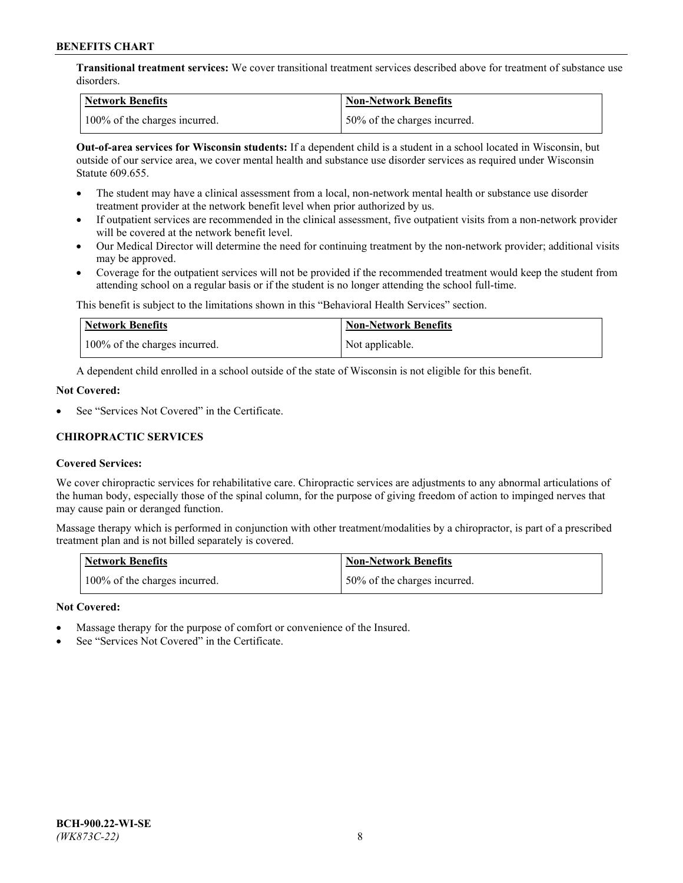**Transitional treatment services:** We cover transitional treatment services described above for treatment of substance use disorders.

| Network Benefits | Non-Network Benefits |
| --- | --- |
| 100% of the charges incurred. | 50% of the charges incurred. |

**Out-of-area services for Wisconsin students:** If a dependent child is a student in a school located in Wisconsin, but outside of our service area, we cover mental health and substance use disorder services as required under Wisconsin Statute 609.655.

- The student may have a clinical assessment from a local, non-network mental health or substance use disorder treatment provider at the network benefit level when prior authorized by us.
- If outpatient services are recommended in the clinical assessment, five outpatient visits from a non-network provider will be covered at the network benefit level.
- Our Medical Director will determine the need for continuing treatment by the non-network provider; additional visits may be approved.
- Coverage for the outpatient services will not be provided if the recommended treatment would keep the student from attending school on a regular basis or if the student is no longer attending the school full-time.

This benefit is subject to the limitations shown in this "Behavioral Health Services" section.

| Network Benefits | Non-Network Benefits |
| --- | --- |
| 100% of the charges incurred. | Not applicable. |

A dependent child enrolled in a school outside of the state of Wisconsin is not eligible for this benefit.

**Not Covered:**

- See "Services Not Covered" in the Certificate.

## CHIROPRACTIC SERVICES

**Covered Services:**

We cover chiropractic services for rehabilitative care. Chiropractic services are adjustments to any abnormal articulations of the human body, especially those of the spinal column, for the purpose of giving freedom of action to impinged nerves that may cause pain or deranged function.

Massage therapy which is performed in conjunction with other treatment/modalities by a chiropractor, is part of a prescribed treatment plan and is not billed separately is covered.

| Network Benefits | Non-Network Benefits |
| --- | --- |
| 100% of the charges incurred. | 50% of the charges incurred. |

**Not Covered:**

- Massage therapy for the purpose of comfort or convenience of the Insured.
- See "Services Not Covered" in the Certificate.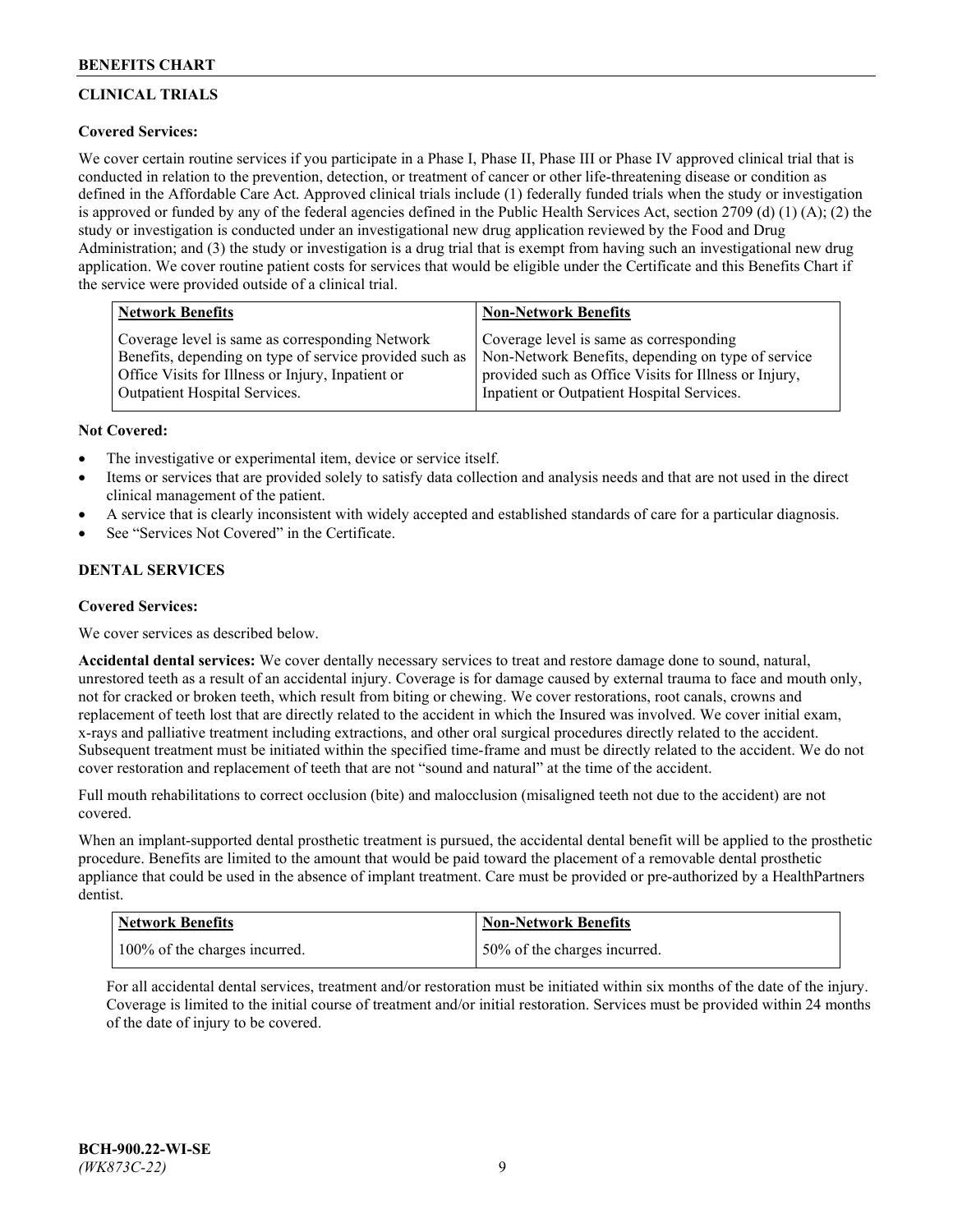## CLINICAL TRIALS

**Covered Services:**

We cover certain routine services if you participate in a Phase I, Phase II, Phase III or Phase IV approved clinical trial that is conducted in relation to the prevention, detection, or treatment of cancer or other life-threatening disease or condition as defined in the Affordable Care Act. Approved clinical trials include (1) federally funded trials when the study or investigation is approved or funded by any of the federal agencies defined in the Public Health Services Act, section 2709 (d) (1) (A); (2) the study or investigation is conducted under an investigational new drug application reviewed by the Food and Drug Administration; and (3) the study or investigation is a drug trial that is exempt from having such an investigational new drug application. We cover routine patient costs for services that would be eligible under the Certificate and this Benefits Chart if the service were provided outside of a clinical trial.

| Network Benefits | Non-Network Benefits |
|---|---|
| Coverage level is same as corresponding Network Benefits, depending on type of service provided such as Office Visits for Illness or Injury, Inpatient or Outpatient Hospital Services. | Coverage level is same as corresponding Non-Network Benefits, depending on type of service provided such as Office Visits for Illness or Injury, Inpatient or Outpatient Hospital Services. |

**Not Covered:**

- The investigative or experimental item, device or service itself.
- Items or services that are provided solely to satisfy data collection and analysis needs and that are not used in the direct clinical management of the patient.
- A service that is clearly inconsistent with widely accepted and established standards of care for a particular diagnosis.
- See "Services Not Covered" in the Certificate.

## DENTAL SERVICES

**Covered Services:**

We cover services as described below.

**Accidental dental services:** We cover dentally necessary services to treat and restore damage done to sound, natural, unrestored teeth as a result of an accidental injury. Coverage is for damage caused by external trauma to face and mouth only, not for cracked or broken teeth, which result from biting or chewing. We cover restorations, root canals, crowns and replacement of teeth lost that are directly related to the accident in which the Insured was involved. We cover initial exam, x-rays and palliative treatment including extractions, and other oral surgical procedures directly related to the accident. Subsequent treatment must be initiated within the specified time-frame and must be directly related to the accident. We do not cover restoration and replacement of teeth that are not "sound and natural" at the time of the accident.

Full mouth rehabilitations to correct occlusion (bite) and malocclusion (misaligned teeth not due to the accident) are not covered.

When an implant-supported dental prosthetic treatment is pursued, the accidental dental benefit will be applied to the prosthetic procedure. Benefits are limited to the amount that would be paid toward the placement of a removable dental prosthetic appliance that could be used in the absence of implant treatment. Care must be provided or pre-authorized by a HealthPartners dentist.

| Network Benefits | Non-Network Benefits |
|---|---|
| 100% of the charges incurred. | 50% of the charges incurred. |

For all accidental dental services, treatment and/or restoration must be initiated within six months of the date of the injury. Coverage is limited to the initial course of treatment and/or initial restoration. Services must be provided within 24 months of the date of injury to be covered.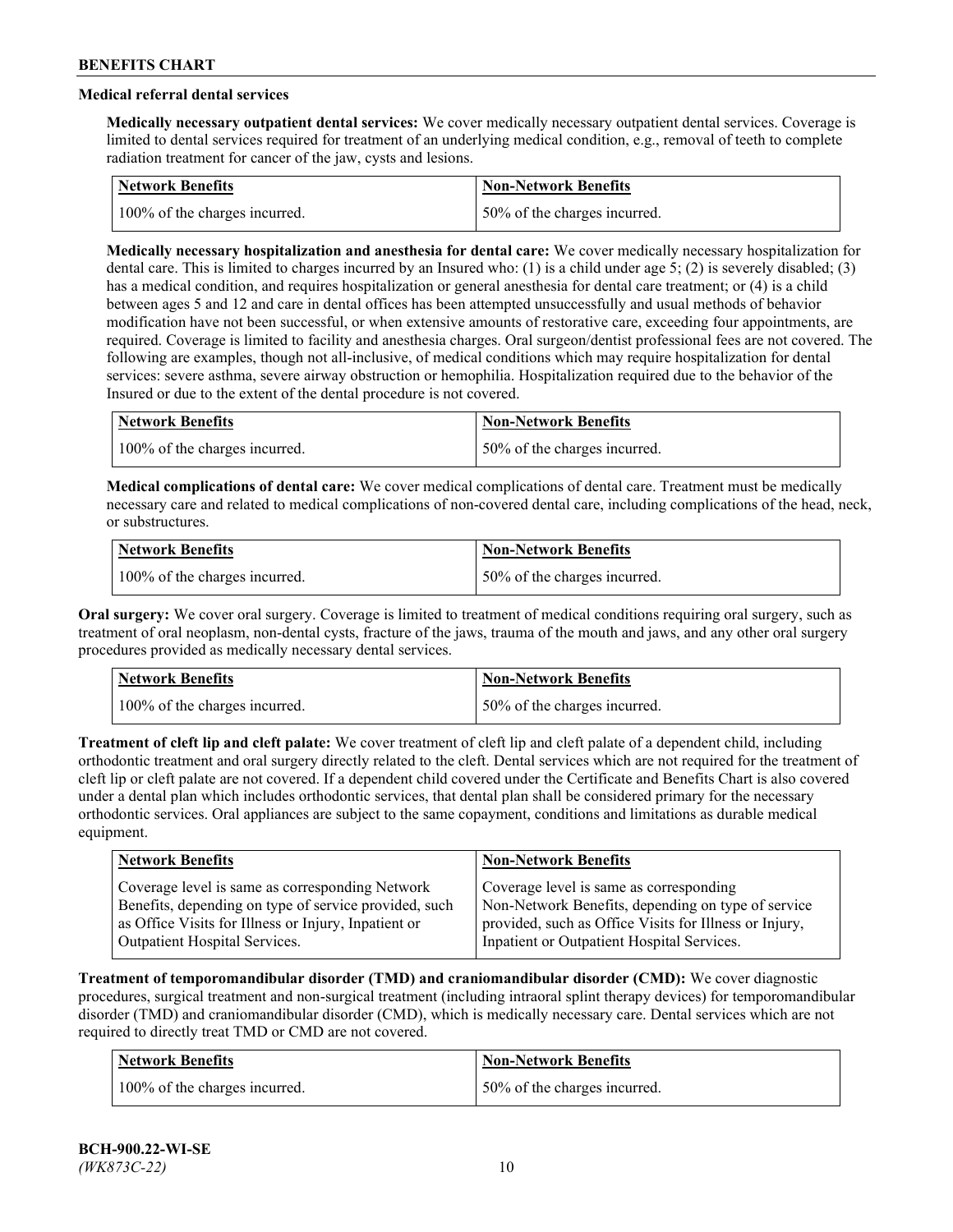### Medical referral dental services

**Medically necessary outpatient dental services:** We cover medically necessary outpatient dental services. Coverage is limited to dental services required for treatment of an underlying medical condition, e.g., removal of teeth to complete radiation treatment for cancer of the jaw, cysts and lesions.

| Network Benefits | Non-Network Benefits |
| --- | --- |
| 100% of the charges incurred. | 50% of the charges incurred. |

**Medically necessary hospitalization and anesthesia for dental care:** We cover medically necessary hospitalization for dental care. This is limited to charges incurred by an Insured who: (1) is a child under age 5; (2) is severely disabled; (3) has a medical condition, and requires hospitalization or general anesthesia for dental care treatment; or (4) is a child between ages 5 and 12 and care in dental offices has been attempted unsuccessfully and usual methods of behavior modification have not been successful, or when extensive amounts of restorative care, exceeding four appointments, are required. Coverage is limited to facility and anesthesia charges. Oral surgeon/dentist professional fees are not covered. The following are examples, though not all-inclusive, of medical conditions which may require hospitalization for dental services: severe asthma, severe airway obstruction or hemophilia. Hospitalization required due to the behavior of the Insured or due to the extent of the dental procedure is not covered.

| Network Benefits | Non-Network Benefits |
| --- | --- |
| 100% of the charges incurred. | 50% of the charges incurred. |

**Medical complications of dental care:** We cover medical complications of dental care. Treatment must be medically necessary care and related to medical complications of non-covered dental care, including complications of the head, neck, or substructures.

| Network Benefits | Non-Network Benefits |
| --- | --- |
| 100% of the charges incurred. | 50% of the charges incurred. |

**Oral surgery:** We cover oral surgery. Coverage is limited to treatment of medical conditions requiring oral surgery, such as treatment of oral neoplasm, non-dental cysts, fracture of the jaws, trauma of the mouth and jaws, and any other oral surgery procedures provided as medically necessary dental services.

| Network Benefits | Non-Network Benefits |
| --- | --- |
| 100% of the charges incurred. | 50% of the charges incurred. |

**Treatment of cleft lip and cleft palate:** We cover treatment of cleft lip and cleft palate of a dependent child, including orthodontic treatment and oral surgery directly related to the cleft. Dental services which are not required for the treatment of cleft lip or cleft palate are not covered. If a dependent child covered under the Certificate and Benefits Chart is also covered under a dental plan which includes orthodontic services, that dental plan shall be considered primary for the necessary orthodontic services. Oral appliances are subject to the same copayment, conditions and limitations as durable medical equipment.

| Network Benefits | Non-Network Benefits |
| --- | --- |
| Coverage level is same as corresponding Network Benefits, depending on type of service provided, such as Office Visits for Illness or Injury, Inpatient or Outpatient Hospital Services. | Coverage level is same as corresponding Non-Network Benefits, depending on type of service provided, such as Office Visits for Illness or Injury, Inpatient or Outpatient Hospital Services. |

**Treatment of temporomandibular disorder (TMD) and craniomandibular disorder (CMD):** We cover diagnostic procedures, surgical treatment and non-surgical treatment (including intraoral splint therapy devices) for temporomandibular disorder (TMD) and craniomandibular disorder (CMD), which is medically necessary care. Dental services which are not required to directly treat TMD or CMD are not covered.

| Network Benefits | Non-Network Benefits |
| --- | --- |
| 100% of the charges incurred. | 50% of the charges incurred. |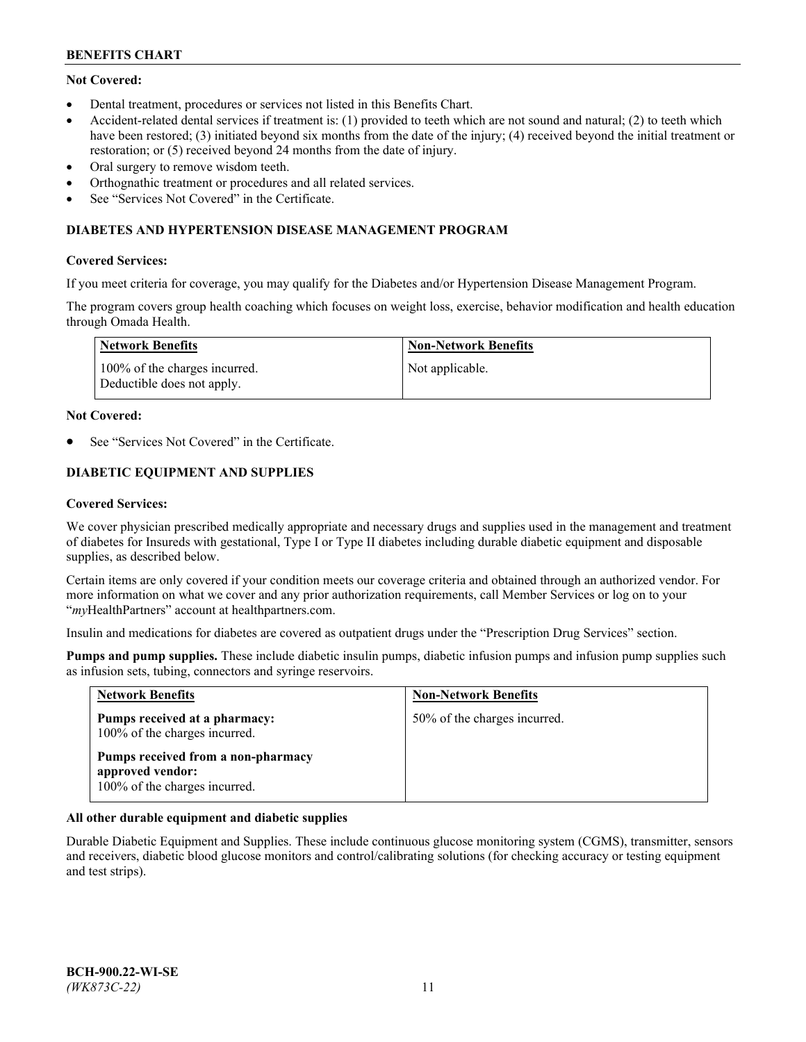**Not Covered:**

- Dental treatment, procedures or services not listed in this Benefits Chart.
- Accident-related dental services if treatment is: (1) provided to teeth which are not sound and natural; (2) to teeth which have been restored; (3) initiated beyond six months from the date of the injury; (4) received beyond the initial treatment or restoration; or (5) received beyond 24 months from the date of injury.
- Oral surgery to remove wisdom teeth.
- Orthognathic treatment or procedures and all related services.
- See "Services Not Covered" in the Certificate.

### DIABETES AND HYPERTENSION DISEASE MANAGEMENT PROGRAM

**Covered Services:**

If you meet criteria for coverage, you may qualify for the Diabetes and/or Hypertension Disease Management Program.

The program covers group health coaching which focuses on weight loss, exercise, behavior modification and health education through Omada Health.

| Network Benefits | Non-Network Benefits |
|---|---|
| 100% of the charges incurred. Deductible does not apply. | Not applicable. |

**Not Covered:**

- See "Services Not Covered" in the Certificate.

### DIABETIC EQUIPMENT AND SUPPLIES

**Covered Services:**

We cover physician prescribed medically appropriate and necessary drugs and supplies used in the management and treatment of diabetes for Insureds with gestational, Type I or Type II diabetes including durable diabetic equipment and disposable supplies, as described below.

Certain items are only covered if your condition meets our coverage criteria and obtained through an authorized vendor. For more information on what we cover and any prior authorization requirements, call Member Services or log on to your "*my*HealthPartners" account at healthpartners.com.

Insulin and medications for diabetes are covered as outpatient drugs under the "Prescription Drug Services" section.

**Pumps and pump supplies.** These include diabetic insulin pumps, diabetic infusion pumps and infusion pump supplies such as infusion sets, tubing, connectors and syringe reservoirs.

| Network Benefits | Non-Network Benefits |
|---|---|
| **Pumps received at a pharmacy:** 100% of the charges incurred.<br><br>**Pumps received from a non-pharmacy approved vendor:** 100% of the charges incurred. | 50% of the charges incurred. |

**All other durable equipment and diabetic supplies**

Durable Diabetic Equipment and Supplies. These include continuous glucose monitoring system (CGMS), transmitter, sensors and receivers, diabetic blood glucose monitors and control/calibrating solutions (for checking accuracy or testing equipment and test strips).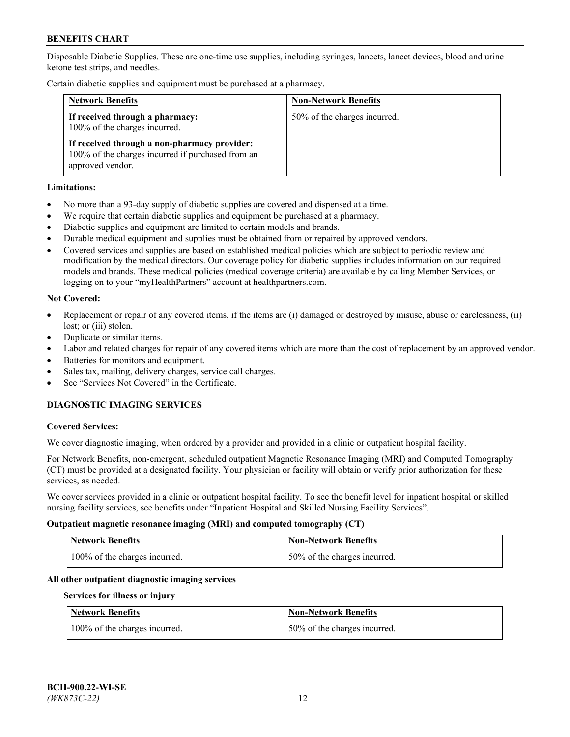Disposable Diabetic Supplies. These are one-time use supplies, including syringes, lancets, lancet devices, blood and urine ketone test strips, and needles.

Certain diabetic supplies and equipment must be purchased at a pharmacy.

| Network Benefits | Non-Network Benefits |
| --- | --- |
| **If received through a pharmacy:** 100% of the charges incurred.<br><br>**If received through a non-pharmacy provider:** 100% of the charges incurred if purchased from an approved vendor. | 50% of the charges incurred. |

**Limitations:**

- No more than a 93-day supply of diabetic supplies are covered and dispensed at a time.
- We require that certain diabetic supplies and equipment be purchased at a pharmacy.
- Diabetic supplies and equipment are limited to certain models and brands.
- Durable medical equipment and supplies must be obtained from or repaired by approved vendors.
- Covered services and supplies are based on established medical policies which are subject to periodic review and modification by the medical directors. Our coverage policy for diabetic supplies includes information on our required models and brands. These medical policies (medical coverage criteria) are available by calling Member Services, or logging on to your "myHealthPartners" account at healthpartners.com.

**Not Covered:**

- Replacement or repair of any covered items, if the items are (i) damaged or destroyed by misuse, abuse or carelessness, (ii) lost; or (iii) stolen.
- Duplicate or similar items.
- Labor and related charges for repair of any covered items which are more than the cost of replacement by an approved vendor.
- Batteries for monitors and equipment.
- Sales tax, mailing, delivery charges, service call charges.
- See "Services Not Covered" in the Certificate.

## DIAGNOSTIC IMAGING SERVICES

**Covered Services:**

We cover diagnostic imaging, when ordered by a provider and provided in a clinic or outpatient hospital facility.

For Network Benefits, non-emergent, scheduled outpatient Magnetic Resonance Imaging (MRI) and Computed Tomography (CT) must be provided at a designated facility. Your physician or facility will obtain or verify prior authorization for these services, as needed.

We cover services provided in a clinic or outpatient hospital facility. To see the benefit level for inpatient hospital or skilled nursing facility services, see benefits under "Inpatient Hospital and Skilled Nursing Facility Services".

**Outpatient magnetic resonance imaging (MRI) and computed tomography (CT)**

| Network Benefits | Non-Network Benefits |
| --- | --- |
| 100% of the charges incurred. | 50% of the charges incurred. |

**All other outpatient diagnostic imaging services**

**Services for illness or injury**

| Network Benefits | Non-Network Benefits |
| --- | --- |
| 100% of the charges incurred. | 50% of the charges incurred. |

BCH-900.22-WI-SE
*(WK873C-22)*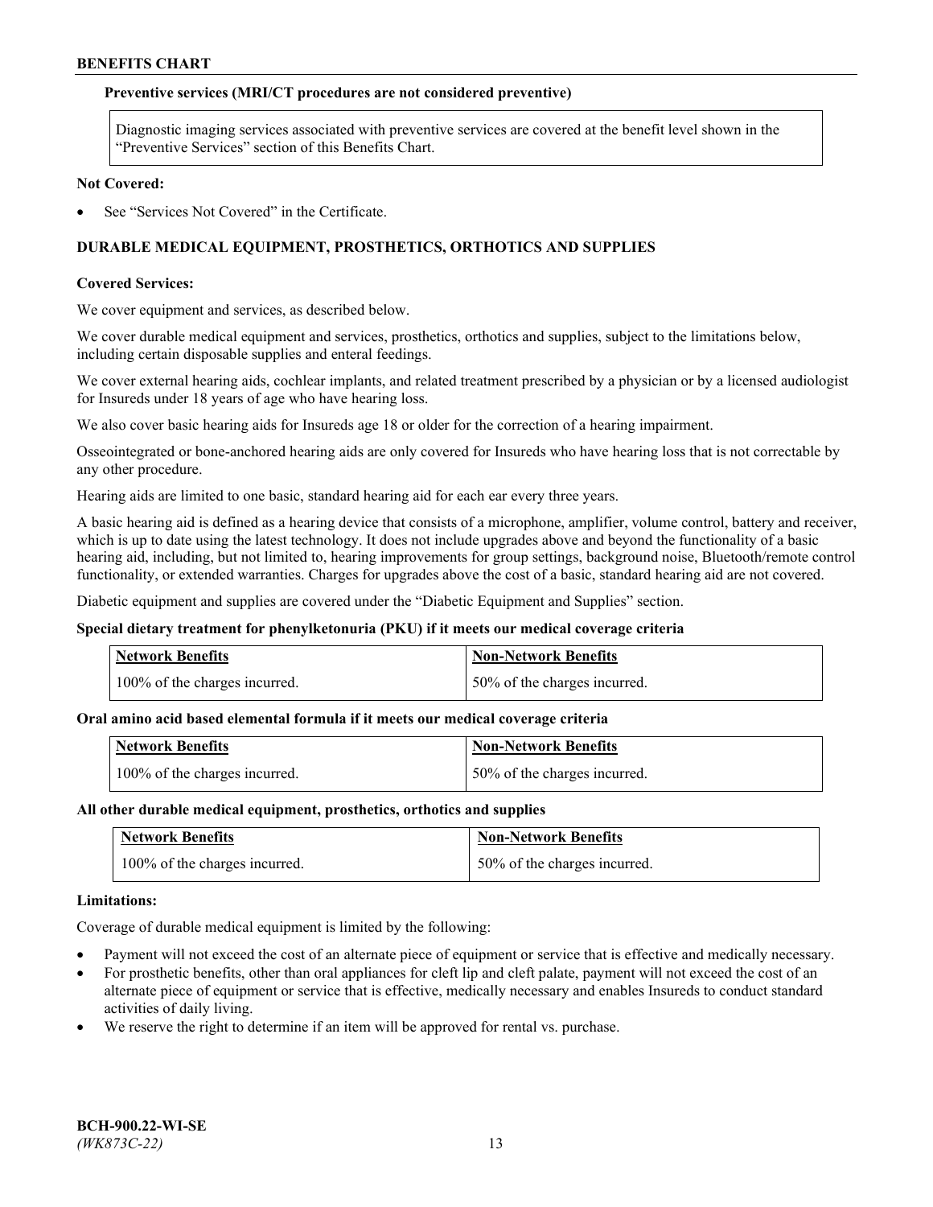**Preventive services (MRI/CT procedures are not considered preventive)**

Diagnostic imaging services associated with preventive services are covered at the benefit level shown in the "Preventive Services" section of this Benefits Chart.

**Not Covered:**

- See "Services Not Covered" in the Certificate.

## DURABLE MEDICAL EQUIPMENT, PROSTHETICS, ORTHOTICS AND SUPPLIES

**Covered Services:**

We cover equipment and services, as described below.

We cover durable medical equipment and services, prosthetics, orthotics and supplies, subject to the limitations below, including certain disposable supplies and enteral feedings.

We cover external hearing aids, cochlear implants, and related treatment prescribed by a physician or by a licensed audiologist for Insureds under 18 years of age who have hearing loss.

We also cover basic hearing aids for Insureds age 18 or older for the correction of a hearing impairment.

Osseointegrated or bone-anchored hearing aids are only covered for Insureds who have hearing loss that is not correctable by any other procedure.

Hearing aids are limited to one basic, standard hearing aid for each ear every three years.

A basic hearing aid is defined as a hearing device that consists of a microphone, amplifier, volume control, battery and receiver, which is up to date using the latest technology. It does not include upgrades above and beyond the functionality of a basic hearing aid, including, but not limited to, hearing improvements for group settings, background noise, Bluetooth/remote control functionality, or extended warranties. Charges for upgrades above the cost of a basic, standard hearing aid are not covered.

Diabetic equipment and supplies are covered under the "Diabetic Equipment and Supplies" section.

**Special dietary treatment for phenylketonuria (PKU) if it meets our medical coverage criteria**

| Network Benefits | Non-Network Benefits |
|---|---|
| 100% of the charges incurred. | 50% of the charges incurred. |

**Oral amino acid based elemental formula if it meets our medical coverage criteria**

| Network Benefits | Non-Network Benefits |
|---|---|
| 100% of the charges incurred. | 50% of the charges incurred. |

**All other durable medical equipment, prosthetics, orthotics and supplies**

| Network Benefits | Non-Network Benefits |
|---|---|
| 100% of the charges incurred. | 50% of the charges incurred. |

**Limitations:**

Coverage of durable medical equipment is limited by the following:

- Payment will not exceed the cost of an alternate piece of equipment or service that is effective and medically necessary.
- For prosthetic benefits, other than oral appliances for cleft lip and cleft palate, payment will not exceed the cost of an alternate piece of equipment or service that is effective, medically necessary and enables Insureds to conduct standard activities of daily living.
- We reserve the right to determine if an item will be approved for rental vs. purchase.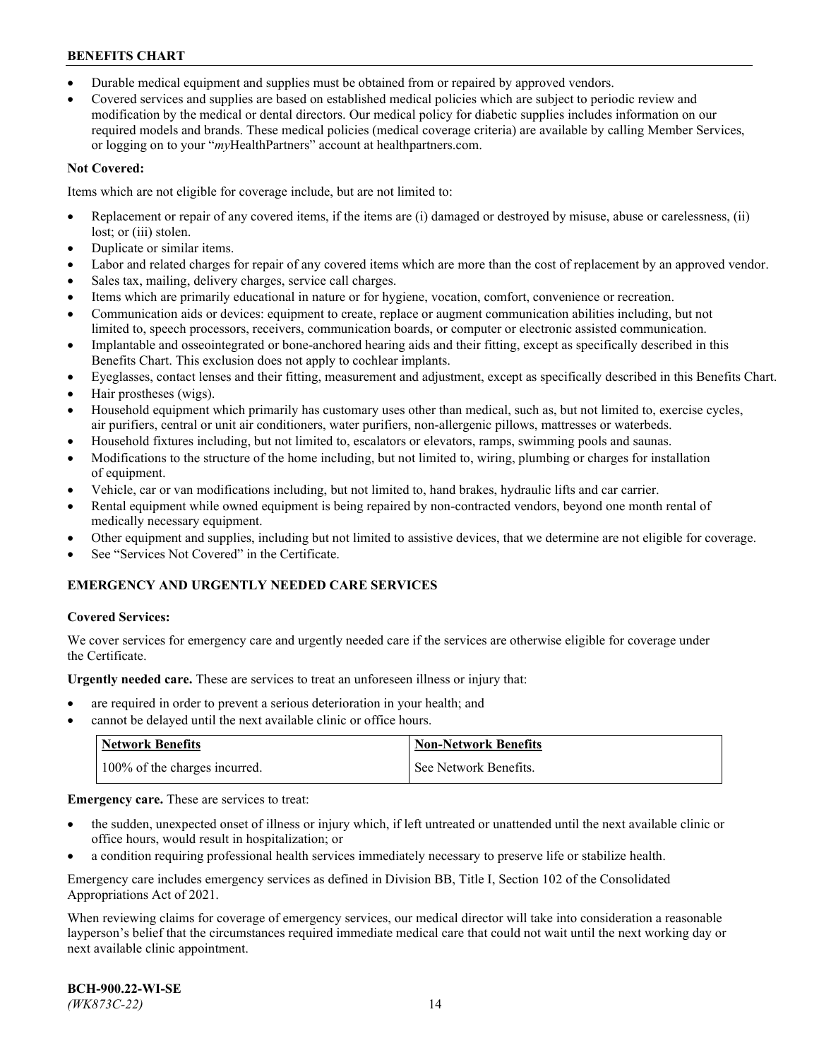- Durable medical equipment and supplies must be obtained from or repaired by approved vendors.
- Covered services and supplies are based on established medical policies which are subject to periodic review and modification by the medical or dental directors. Our medical policy for diabetic supplies includes information on our required models and brands. These medical policies (medical coverage criteria) are available by calling Member Services, or logging on to your "*my*HealthPartners" account at healthpartners.com.

**Not Covered:**

Items which are not eligible for coverage include, but are not limited to:

- Replacement or repair of any covered items, if the items are (i) damaged or destroyed by misuse, abuse or carelessness, (ii) lost; or (iii) stolen.
- Duplicate or similar items.
- Labor and related charges for repair of any covered items which are more than the cost of replacement by an approved vendor.
- Sales tax, mailing, delivery charges, service call charges.
- Items which are primarily educational in nature or for hygiene, vocation, comfort, convenience or recreation.
- Communication aids or devices: equipment to create, replace or augment communication abilities including, but not limited to, speech processors, receivers, communication boards, or computer or electronic assisted communication.
- Implantable and osseointegrated or bone-anchored hearing aids and their fitting, except as specifically described in this Benefits Chart. This exclusion does not apply to cochlear implants.
- Eyeglasses, contact lenses and their fitting, measurement and adjustment, except as specifically described in this Benefits Chart.
- Hair prostheses (wigs).
- Household equipment which primarily has customary uses other than medical, such as, but not limited to, exercise cycles, air purifiers, central or unit air conditioners, water purifiers, non-allergenic pillows, mattresses or waterbeds.
- Household fixtures including, but not limited to, escalators or elevators, ramps, swimming pools and saunas.
- Modifications to the structure of the home including, but not limited to, wiring, plumbing or charges for installation of equipment.
- Vehicle, car or van modifications including, but not limited to, hand brakes, hydraulic lifts and car carrier.
- Rental equipment while owned equipment is being repaired by non-contracted vendors, beyond one month rental of medically necessary equipment.
- Other equipment and supplies, including but not limited to assistive devices, that we determine are not eligible for coverage.
- See "Services Not Covered" in the Certificate.

## EMERGENCY AND URGENTLY NEEDED CARE SERVICES

**Covered Services:**

We cover services for emergency care and urgently needed care if the services are otherwise eligible for coverage under the Certificate.

**Urgently needed care.** These are services to treat an unforeseen illness or injury that:

- are required in order to prevent a serious deterioration in your health; and
- cannot be delayed until the next available clinic or office hours.

| Network Benefits | Non-Network Benefits |
|---|---|
| 100% of the charges incurred. | See Network Benefits. |

**Emergency care.** These are services to treat:

- the sudden, unexpected onset of illness or injury which, if left untreated or unattended until the next available clinic or office hours, would result in hospitalization; or
- a condition requiring professional health services immediately necessary to preserve life or stabilize health.

Emergency care includes emergency services as defined in Division BB, Title I, Section 102 of the Consolidated Appropriations Act of 2021.

When reviewing claims for coverage of emergency services, our medical director will take into consideration a reasonable layperson's belief that the circumstances required immediate medical care that could not wait until the next working day or next available clinic appointment.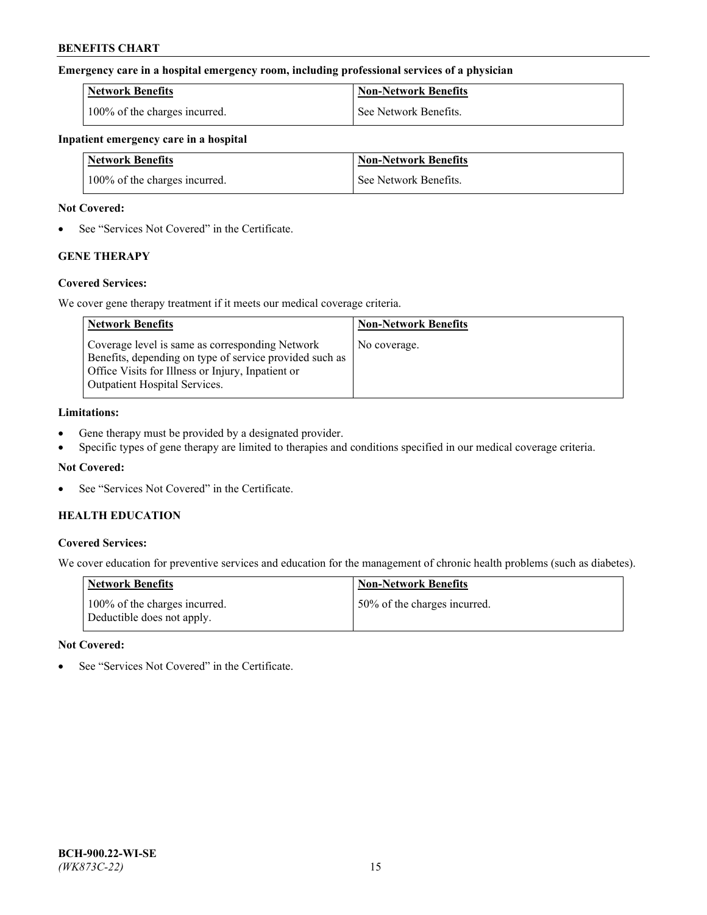**Emergency care in a hospital emergency room, including professional services of a physician**

| Network Benefits | Non-Network Benefits |
| --- | --- |
| 100% of the charges incurred. | See Network Benefits. |

**Inpatient emergency care in a hospital**

| Network Benefits | Non-Network Benefits |
| --- | --- |
| 100% of the charges incurred. | See Network Benefits. |

**Not Covered:**

- See "Services Not Covered" in the Certificate.

### GENE THERAPY

**Covered Services:**

We cover gene therapy treatment if it meets our medical coverage criteria.

| Network Benefits | Non-Network Benefits |
| --- | --- |
| Coverage level is same as corresponding Network Benefits, depending on type of service provided such as Office Visits for Illness or Injury, Inpatient or Outpatient Hospital Services. | No coverage. |

**Limitations:**

- Gene therapy must be provided by a designated provider.
- Specific types of gene therapy are limited to therapies and conditions specified in our medical coverage criteria.

**Not Covered:**

- See "Services Not Covered" in the Certificate.

### HEALTH EDUCATION

**Covered Services:**

We cover education for preventive services and education for the management of chronic health problems (such as diabetes).

| Network Benefits | Non-Network Benefits |
| --- | --- |
| 100% of the charges incurred. Deductible does not apply. | 50% of the charges incurred. |

**Not Covered:**

- See "Services Not Covered" in the Certificate.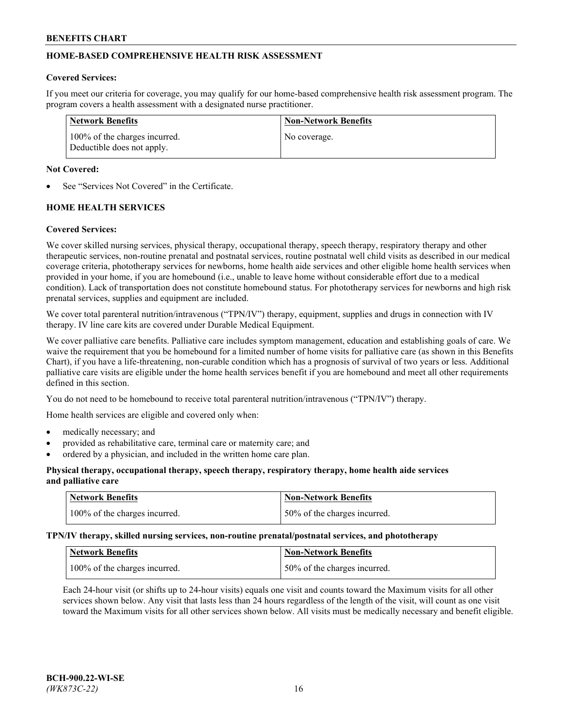## HOME-BASED COMPREHENSIVE HEALTH RISK ASSESSMENT

**Covered Services:**

If you meet our criteria for coverage, you may qualify for our home-based comprehensive health risk assessment program. The program covers a health assessment with a designated nurse practitioner.

| Network Benefits | Non-Network Benefits |
| --- | --- |
| 100% of the charges incurred. Deductible does not apply. | No coverage. |

**Not Covered:**

- See "Services Not Covered" in the Certificate.

## HOME HEALTH SERVICES

**Covered Services:**

We cover skilled nursing services, physical therapy, occupational therapy, speech therapy, respiratory therapy and other therapeutic services, non-routine prenatal and postnatal services, routine postnatal well child visits as described in our medical coverage criteria, phototherapy services for newborns, home health aide services and other eligible home health services when provided in your home, if you are homebound (i.e., unable to leave home without considerable effort due to a medical condition). Lack of transportation does not constitute homebound status. For phototherapy services for newborns and high risk prenatal services, supplies and equipment are included.

We cover total parenteral nutrition/intravenous ("TPN/IV") therapy, equipment, supplies and drugs in connection with IV therapy. IV line care kits are covered under Durable Medical Equipment.

We cover palliative care benefits. Palliative care includes symptom management, education and establishing goals of care. We waive the requirement that you be homebound for a limited number of home visits for palliative care (as shown in this Benefits Chart), if you have a life-threatening, non-curable condition which has a prognosis of survival of two years or less. Additional palliative care visits are eligible under the home health services benefit if you are homebound and meet all other requirements defined in this section.

You do not need to be homebound to receive total parenteral nutrition/intravenous ("TPN/IV") therapy.

Home health services are eligible and covered only when:

- medically necessary; and
- provided as rehabilitative care, terminal care or maternity care; and
- ordered by a physician, and included in the written home care plan.

**Physical therapy, occupational therapy, speech therapy, respiratory therapy, home health aide services and palliative care**

| Network Benefits | Non-Network Benefits |
| --- | --- |
| 100% of the charges incurred. | 50% of the charges incurred. |

**TPN/IV therapy, skilled nursing services, non-routine prenatal/postnatal services, and phototherapy**

| Network Benefits | Non-Network Benefits |
| --- | --- |
| 100% of the charges incurred. | 50% of the charges incurred. |

Each 24-hour visit (or shifts up to 24-hour visits) equals one visit and counts toward the Maximum visits for all other services shown below. Any visit that lasts less than 24 hours regardless of the length of the visit, will count as one visit toward the Maximum visits for all other services shown below. All visits must be medically necessary and benefit eligible.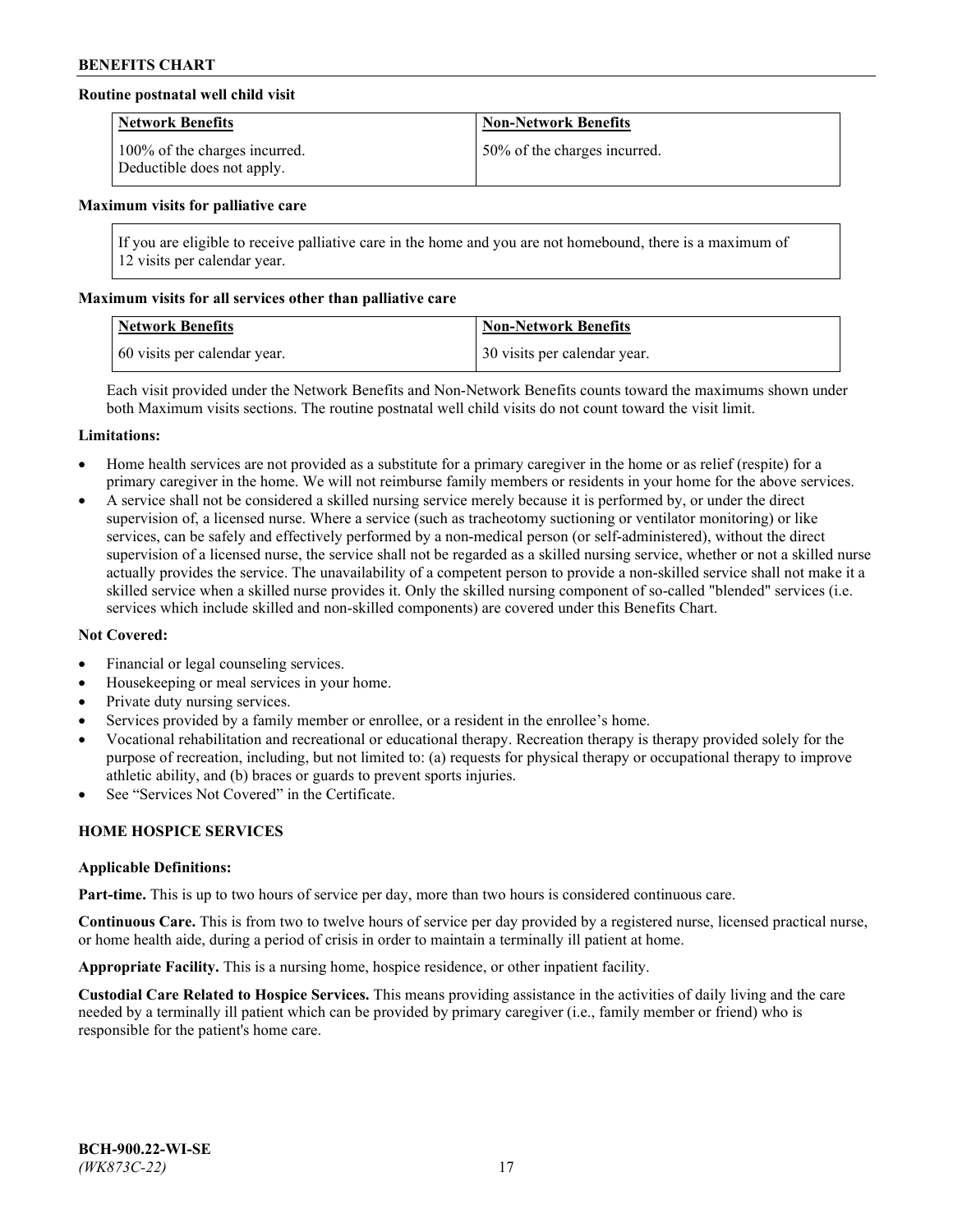**Routine postnatal well child visit**

| Network Benefits | Non-Network Benefits |
| --- | --- |
| 100% of the charges incurred. Deductible does not apply. | 50% of the charges incurred. |

**Maximum visits for palliative care**

| If you are eligible to receive palliative care in the home and you are not homebound, there is a maximum of 12 visits per calendar year. |
| --- |

**Maximum visits for all services other than palliative care**

| Network Benefits | Non-Network Benefits |
| --- | --- |
| 60 visits per calendar year. | 30 visits per calendar year. |

Each visit provided under the Network Benefits and Non-Network Benefits counts toward the maximums shown under both Maximum visits sections. The routine postnatal well child visits do not count toward the visit limit.

**Limitations:**

- Home health services are not provided as a substitute for a primary caregiver in the home or as relief (respite) for a primary caregiver in the home. We will not reimburse family members or residents in your home for the above services.
- A service shall not be considered a skilled nursing service merely because it is performed by, or under the direct supervision of, a licensed nurse. Where a service (such as tracheotomy suctioning or ventilator monitoring) or like services, can be safely and effectively performed by a non-medical person (or self-administered), without the direct supervision of a licensed nurse, the service shall not be regarded as a skilled nursing service, whether or not a skilled nurse actually provides the service. The unavailability of a competent person to provide a non-skilled service shall not make it a skilled service when a skilled nurse provides it. Only the skilled nursing component of so-called "blended" services (i.e. services which include skilled and non-skilled components) are covered under this Benefits Chart.

**Not Covered:**

- Financial or legal counseling services.
- Housekeeping or meal services in your home.
- Private duty nursing services.
- Services provided by a family member or enrollee, or a resident in the enrollee's home.
- Vocational rehabilitation and recreational or educational therapy. Recreation therapy is therapy provided solely for the purpose of recreation, including, but not limited to: (a) requests for physical therapy or occupational therapy to improve athletic ability, and (b) braces or guards to prevent sports injuries.
- See "Services Not Covered" in the Certificate.

## HOME HOSPICE SERVICES

**Applicable Definitions:**

**Part-time.** This is up to two hours of service per day, more than two hours is considered continuous care.

**Continuous Care.** This is from two to twelve hours of service per day provided by a registered nurse, licensed practical nurse, or home health aide, during a period of crisis in order to maintain a terminally ill patient at home.

**Appropriate Facility.** This is a nursing home, hospice residence, or other inpatient facility.

**Custodial Care Related to Hospice Services.** This means providing assistance in the activities of daily living and the care needed by a terminally ill patient which can be provided by primary caregiver (i.e., family member or friend) who is responsible for the patient's home care.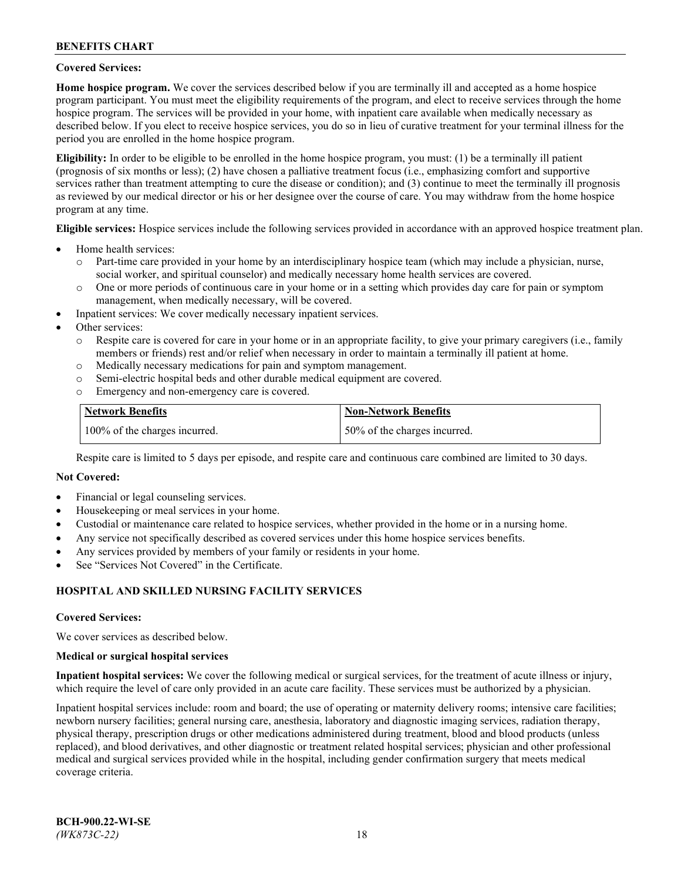**Covered Services:**

**Home hospice program.** We cover the services described below if you are terminally ill and accepted as a home hospice program participant. You must meet the eligibility requirements of the program, and elect to receive services through the home hospice program. The services will be provided in your home, with inpatient care available when medically necessary as described below. If you elect to receive hospice services, you do so in lieu of curative treatment for your terminal illness for the period you are enrolled in the home hospice program.

**Eligibility:** In order to be eligible to be enrolled in the home hospice program, you must: (1) be a terminally ill patient (prognosis of six months or less); (2) have chosen a palliative treatment focus (i.e., emphasizing comfort and supportive services rather than treatment attempting to cure the disease or condition); and (3) continue to meet the terminally ill prognosis as reviewed by our medical director or his or her designee over the course of care. You may withdraw from the home hospice program at any time.

**Eligible services:** Hospice services include the following services provided in accordance with an approved hospice treatment plan.

- Home health services:
  - Part-time care provided in your home by an interdisciplinary hospice team (which may include a physician, nurse, social worker, and spiritual counselor) and medically necessary home health services are covered.
  - One or more periods of continuous care in your home or in a setting which provides day care for pain or symptom management, when medically necessary, will be covered.
- Inpatient services: We cover medically necessary inpatient services.
- Other services:
  - Respite care is covered for care in your home or in an appropriate facility, to give your primary caregivers (i.e., family members or friends) rest and/or relief when necessary in order to maintain a terminally ill patient at home.
  - Medically necessary medications for pain and symptom management.
  - Semi-electric hospital beds and other durable medical equipment are covered.
  - Emergency and non-emergency care is covered.

| Network Benefits | Non-Network Benefits |
|---|---|
| 100% of the charges incurred. | 50% of the charges incurred. |

Respite care is limited to 5 days per episode, and respite care and continuous care combined are limited to 30 days.

**Not Covered:**

- Financial or legal counseling services.
- Housekeeping or meal services in your home.
- Custodial or maintenance care related to hospice services, whether provided in the home or in a nursing home.
- Any service not specifically described as covered services under this home hospice services benefits.
- Any services provided by members of your family or residents in your home.
- See "Services Not Covered" in the Certificate.

## HOSPITAL AND SKILLED NURSING FACILITY SERVICES

**Covered Services:**

We cover services as described below.

**Medical or surgical hospital services**

**Inpatient hospital services:** We cover the following medical or surgical services, for the treatment of acute illness or injury, which require the level of care only provided in an acute care facility. These services must be authorized by a physician.

Inpatient hospital services include: room and board; the use of operating or maternity delivery rooms; intensive care facilities; newborn nursery facilities; general nursing care, anesthesia, laboratory and diagnostic imaging services, radiation therapy, physical therapy, prescription drugs or other medications administered during treatment, blood and blood products (unless replaced), and blood derivatives, and other diagnostic or treatment related hospital services; physician and other professional medical and surgical services provided while in the hospital, including gender confirmation surgery that meets medical coverage criteria.

BCH-900.22-WI-SE
*(WK873C-22)*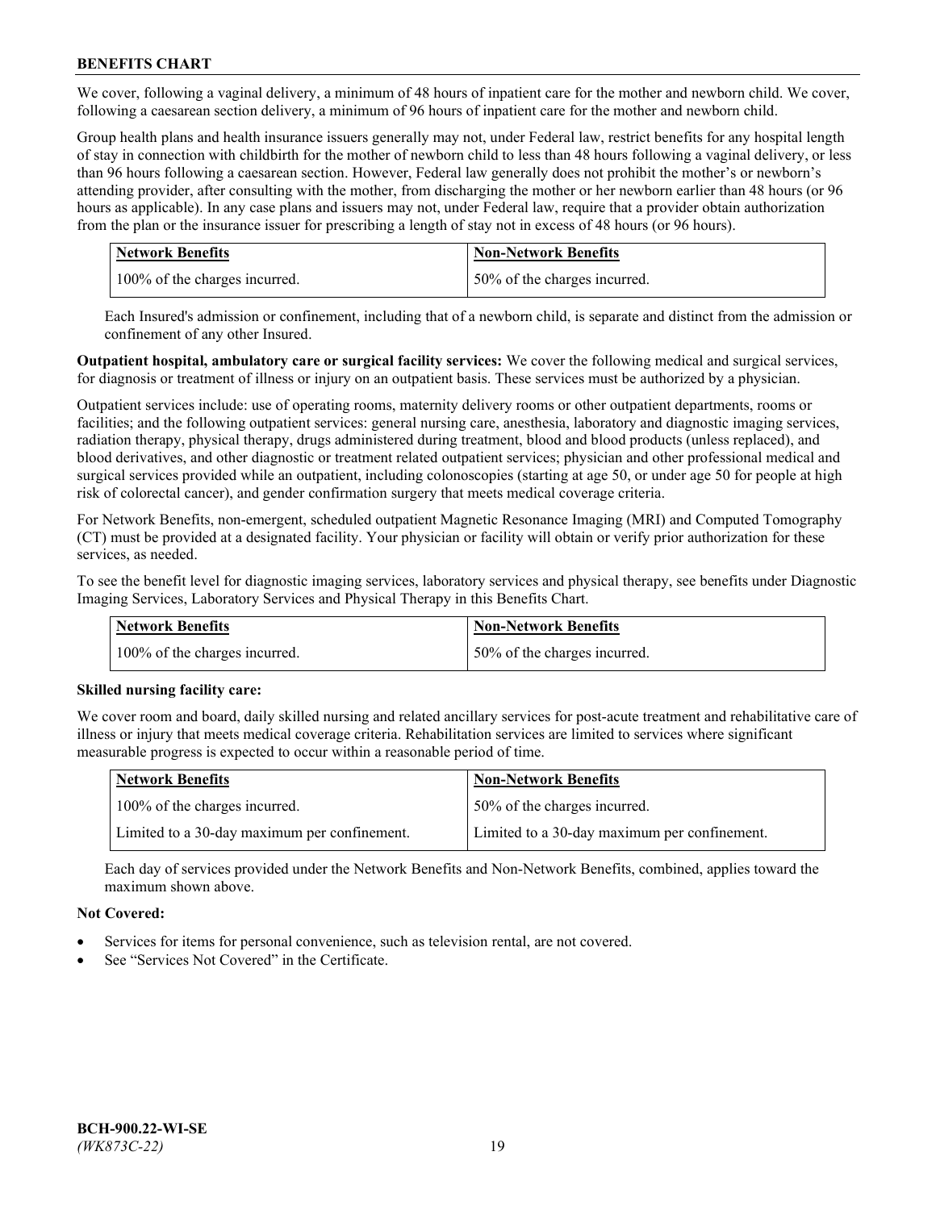We cover, following a vaginal delivery, a minimum of 48 hours of inpatient care for the mother and newborn child. We cover, following a caesarean section delivery, a minimum of 96 hours of inpatient care for the mother and newborn child.

Group health plans and health insurance issuers generally may not, under Federal law, restrict benefits for any hospital length of stay in connection with childbirth for the mother of newborn child to less than 48 hours following a vaginal delivery, or less than 96 hours following a caesarean section. However, Federal law generally does not prohibit the mother's or newborn's attending provider, after consulting with the mother, from discharging the mother or her newborn earlier than 48 hours (or 96 hours as applicable). In any case plans and issuers may not, under Federal law, require that a provider obtain authorization from the plan or the insurance issuer for prescribing a length of stay not in excess of 48 hours (or 96 hours).

| Network Benefits | Non-Network Benefits |
|---|---|
| 100% of the charges incurred. | 50% of the charges incurred. |

Each Insured's admission or confinement, including that of a newborn child, is separate and distinct from the admission or confinement of any other Insured.

**Outpatient hospital, ambulatory care or surgical facility services:** We cover the following medical and surgical services, for diagnosis or treatment of illness or injury on an outpatient basis. These services must be authorized by a physician.

Outpatient services include: use of operating rooms, maternity delivery rooms or other outpatient departments, rooms or facilities; and the following outpatient services: general nursing care, anesthesia, laboratory and diagnostic imaging services, radiation therapy, physical therapy, drugs administered during treatment, blood and blood products (unless replaced), and blood derivatives, and other diagnostic or treatment related outpatient services; physician and other professional medical and surgical services provided while an outpatient, including colonoscopies (starting at age 50, or under age 50 for people at high risk of colorectal cancer), and gender confirmation surgery that meets medical coverage criteria.

For Network Benefits, non-emergent, scheduled outpatient Magnetic Resonance Imaging (MRI) and Computed Tomography (CT) must be provided at a designated facility. Your physician or facility will obtain or verify prior authorization for these services, as needed.

To see the benefit level for diagnostic imaging services, laboratory services and physical therapy, see benefits under Diagnostic Imaging Services, Laboratory Services and Physical Therapy in this Benefits Chart.

| Network Benefits | Non-Network Benefits |
|---|---|
| 100% of the charges incurred. | 50% of the charges incurred. |

**Skilled nursing facility care:**

We cover room and board, daily skilled nursing and related ancillary services for post-acute treatment and rehabilitative care of illness or injury that meets medical coverage criteria. Rehabilitation services are limited to services where significant measurable progress is expected to occur within a reasonable period of time.

| Network Benefits | Non-Network Benefits |
|---|---|
| 100% of the charges incurred. | 50% of the charges incurred. |
| Limited to a 30-day maximum per confinement. | Limited to a 30-day maximum per confinement. |

Each day of services provided under the Network Benefits and Non-Network Benefits, combined, applies toward the maximum shown above.

**Not Covered:**

- Services for items for personal convenience, such as television rental, are not covered.
- See "Services Not Covered" in the Certificate.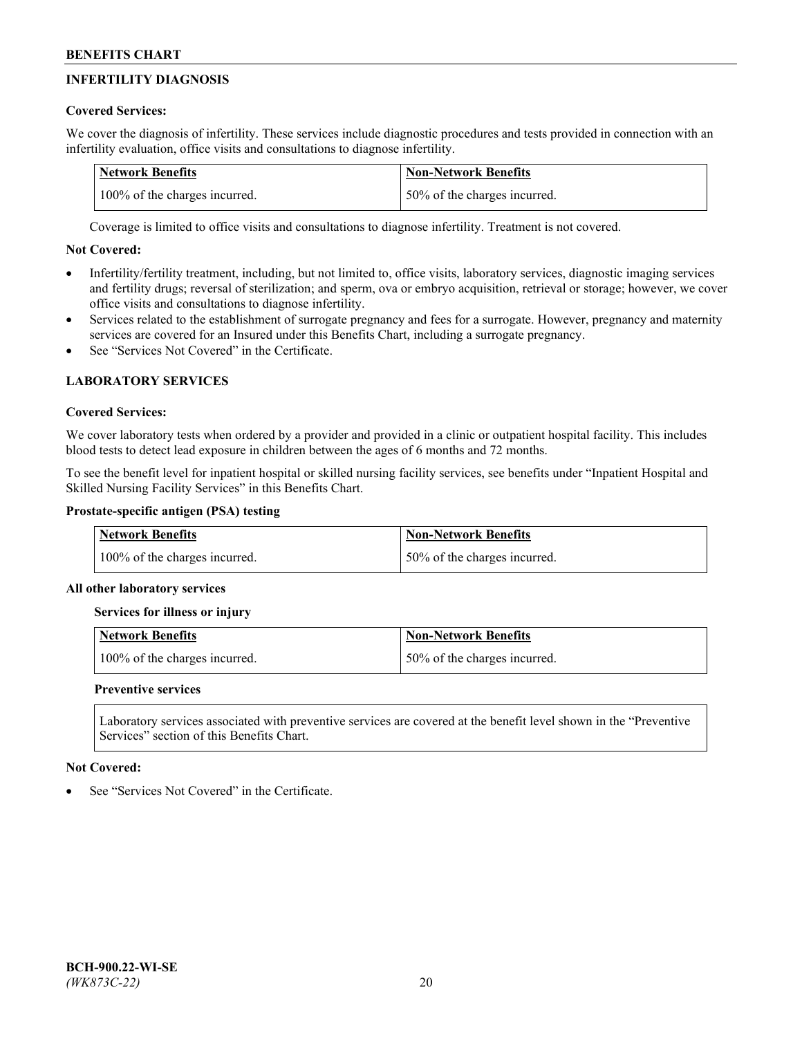## INFERTILITY DIAGNOSIS

**Covered Services:**

We cover the diagnosis of infertility. These services include diagnostic procedures and tests provided in connection with an infertility evaluation, office visits and consultations to diagnose infertility.

| Network Benefits | Non-Network Benefits |
| --- | --- |
| 100% of the charges incurred. | 50% of the charges incurred. |

Coverage is limited to office visits and consultations to diagnose infertility. Treatment is not covered.

**Not Covered:**

- Infertility/fertility treatment, including, but not limited to, office visits, laboratory services, diagnostic imaging services and fertility drugs; reversal of sterilization; and sperm, ova or embryo acquisition, retrieval or storage; however, we cover office visits and consultations to diagnose infertility.
- Services related to the establishment of surrogate pregnancy and fees for a surrogate. However, pregnancy and maternity services are covered for an Insured under this Benefits Chart, including a surrogate pregnancy.
- See "Services Not Covered" in the Certificate.

## LABORATORY SERVICES

**Covered Services:**

We cover laboratory tests when ordered by a provider and provided in a clinic or outpatient hospital facility. This includes blood tests to detect lead exposure in children between the ages of 6 months and 72 months.

To see the benefit level for inpatient hospital or skilled nursing facility services, see benefits under "Inpatient Hospital and Skilled Nursing Facility Services" in this Benefits Chart.

**Prostate-specific antigen (PSA) testing**

| Network Benefits | Non-Network Benefits |
| --- | --- |
| 100% of the charges incurred. | 50% of the charges incurred. |

**All other laboratory services**

**Services for illness or injury**

| Network Benefits | Non-Network Benefits |
| --- | --- |
| 100% of the charges incurred. | 50% of the charges incurred. |

**Preventive services**

Laboratory services associated with preventive services are covered at the benefit level shown in the "Preventive Services" section of this Benefits Chart.

**Not Covered:**

- See "Services Not Covered" in the Certificate.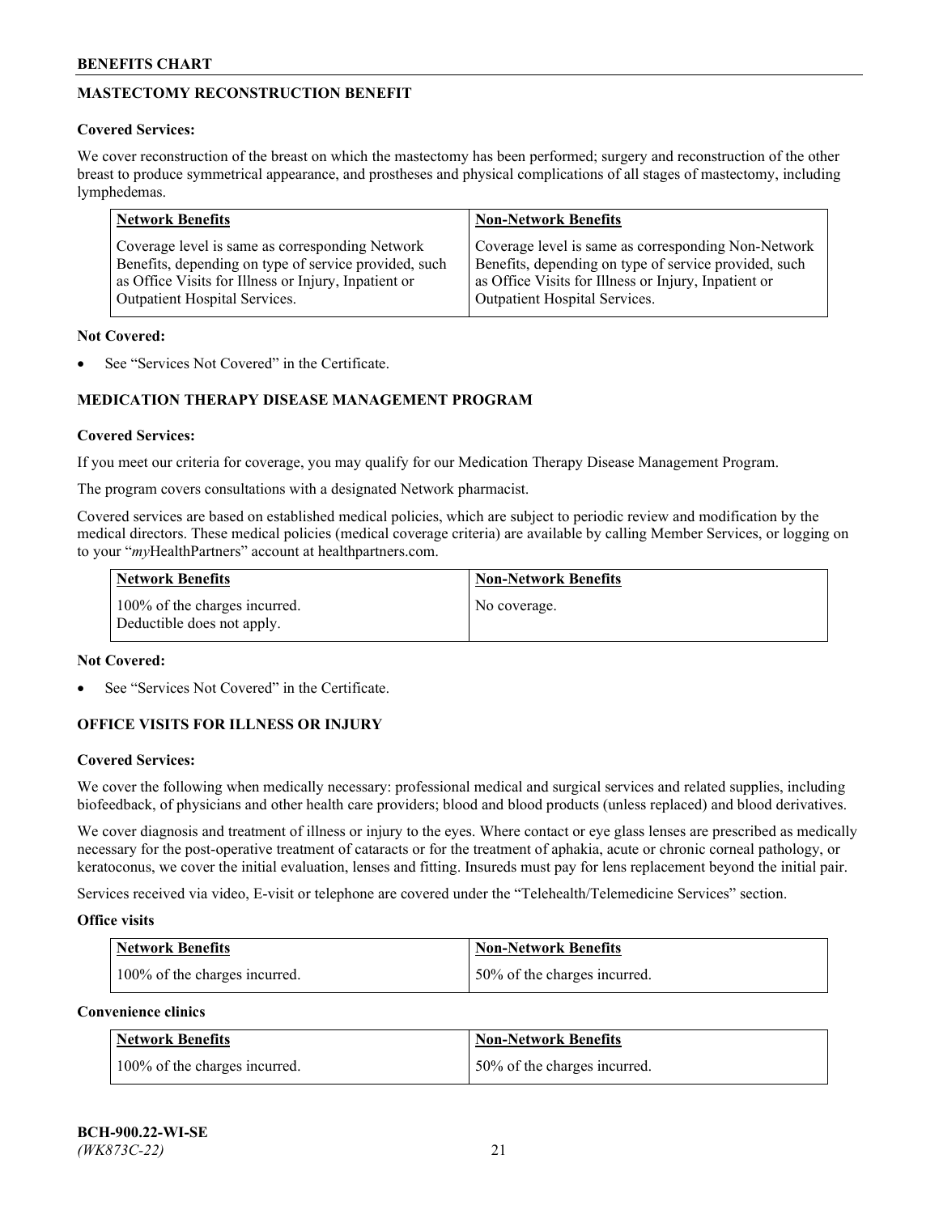## MASTECTOMY RECONSTRUCTION BENEFIT

**Covered Services:**

We cover reconstruction of the breast on which the mastectomy has been performed; surgery and reconstruction of the other breast to produce symmetrical appearance, and prostheses and physical complications of all stages of mastectomy, including lymphedemas.

| Network Benefits | Non-Network Benefits |
|---|---|
| Coverage level is same as corresponding Network Benefits, depending on type of service provided, such as Office Visits for Illness or Injury, Inpatient or Outpatient Hospital Services. | Coverage level is same as corresponding Non-Network Benefits, depending on type of service provided, such as Office Visits for Illness or Injury, Inpatient or Outpatient Hospital Services. |

**Not Covered:**

- See "Services Not Covered" in the Certificate.

## MEDICATION THERAPY DISEASE MANAGEMENT PROGRAM

**Covered Services:**

If you meet our criteria for coverage, you may qualify for our Medication Therapy Disease Management Program.

The program covers consultations with a designated Network pharmacist.

Covered services are based on established medical policies, which are subject to periodic review and modification by the medical directors. These medical policies (medical coverage criteria) are available by calling Member Services, or logging on to your "*my*HealthPartners" account at healthpartners.com.

| Network Benefits | Non-Network Benefits |
|---|---|
| 100% of the charges incurred. Deductible does not apply. | No coverage. |

**Not Covered:**

- See "Services Not Covered" in the Certificate.

## OFFICE VISITS FOR ILLNESS OR INJURY

**Covered Services:**

We cover the following when medically necessary: professional medical and surgical services and related supplies, including biofeedback, of physicians and other health care providers; blood and blood products (unless replaced) and blood derivatives.

We cover diagnosis and treatment of illness or injury to the eyes. Where contact or eye glass lenses are prescribed as medically necessary for the post-operative treatment of cataracts or for the treatment of aphakia, acute or chronic corneal pathology, or keratoconus, we cover the initial evaluation, lenses and fitting. Insureds must pay for lens replacement beyond the initial pair.

Services received via video, E-visit or telephone are covered under the "Telehealth/Telemedicine Services" section.

**Office visits**

| Network Benefits | Non-Network Benefits |
|---|---|
| 100% of the charges incurred. | 50% of the charges incurred. |

**Convenience clinics**

| Network Benefits | Non-Network Benefits |
|---|---|
| 100% of the charges incurred. | 50% of the charges incurred. |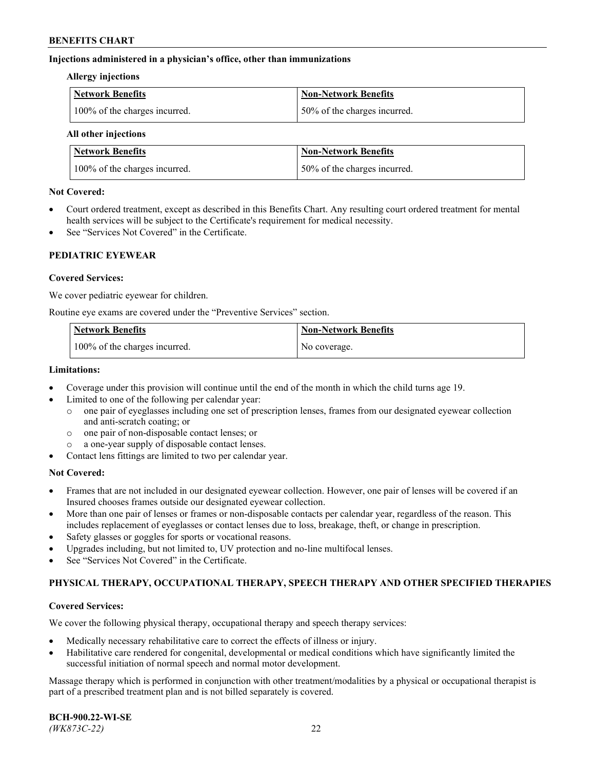**Injections administered in a physician's office, other than immunizations**

**Allergy injections**

| Network Benefits | Non-Network Benefits |
|---|---|
| 100% of the charges incurred. | 50% of the charges incurred. |

**All other injections**

| Network Benefits | Non-Network Benefits |
|---|---|
| 100% of the charges incurred. | 50% of the charges incurred. |

**Not Covered:**

- Court ordered treatment, except as described in this Benefits Chart. Any resulting court ordered treatment for mental health services will be subject to the Certificate's requirement for medical necessity.
- See "Services Not Covered" in the Certificate.

## PEDIATRIC EYEWEAR

**Covered Services:**

We cover pediatric eyewear for children.

Routine eye exams are covered under the "Preventive Services" section.

| Network Benefits | Non-Network Benefits |
|---|---|
| 100% of the charges incurred. | No coverage. |

**Limitations:**

- Coverage under this provision will continue until the end of the month in which the child turns age 19.
- Limited to one of the following per calendar year:
  - one pair of eyeglasses including one set of prescription lenses, frames from our designated eyewear collection and anti-scratch coating; or
  - one pair of non-disposable contact lenses; or
  - a one-year supply of disposable contact lenses.
- Contact lens fittings are limited to two per calendar year.

**Not Covered:**

- Frames that are not included in our designated eyewear collection. However, one pair of lenses will be covered if an Insured chooses frames outside our designated eyewear collection.
- More than one pair of lenses or frames or non-disposable contacts per calendar year, regardless of the reason. This includes replacement of eyeglasses or contact lenses due to loss, breakage, theft, or change in prescription.
- Safety glasses or goggles for sports or vocational reasons.
- Upgrades including, but not limited to, UV protection and no-line multifocal lenses.
- See "Services Not Covered" in the Certificate.

## PHYSICAL THERAPY, OCCUPATIONAL THERAPY, SPEECH THERAPY AND OTHER SPECIFIED THERAPIES

**Covered Services:**

We cover the following physical therapy, occupational therapy and speech therapy services:

- Medically necessary rehabilitative care to correct the effects of illness or injury.
- Habilitative care rendered for congenital, developmental or medical conditions which have significantly limited the successful initiation of normal speech and normal motor development.

Massage therapy which is performed in conjunction with other treatment/modalities by a physical or occupational therapist is part of a prescribed treatment plan and is not billed separately is covered.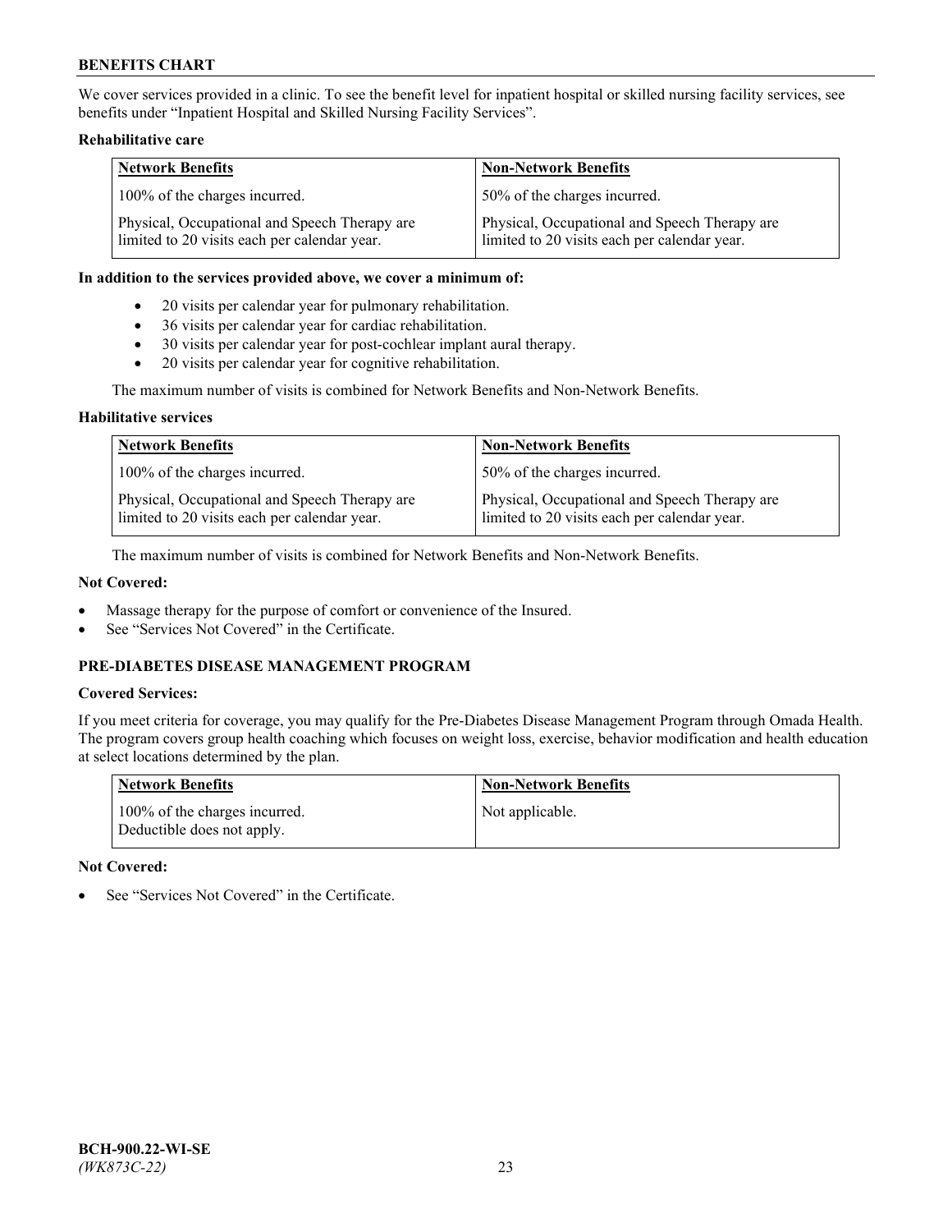We cover services provided in a clinic. To see the benefit level for inpatient hospital or skilled nursing facility services, see benefits under "Inpatient Hospital and Skilled Nursing Facility Services".

**Rehabilitative care**

| Network Benefits | Non-Network Benefits |
|---|---|
| 100% of the charges incurred. | 50% of the charges incurred. |
| Physical, Occupational and Speech Therapy are limited to 20 visits each per calendar year. | Physical, Occupational and Speech Therapy are limited to 20 visits each per calendar year. |

**In addition to the services provided above, we cover a minimum of:**

- 20 visits per calendar year for pulmonary rehabilitation.
- 36 visits per calendar year for cardiac rehabilitation.
- 30 visits per calendar year for post-cochlear implant aural therapy.
- 20 visits per calendar year for cognitive rehabilitation.

The maximum number of visits is combined for Network Benefits and Non-Network Benefits.

**Habilitative services**

| Network Benefits | Non-Network Benefits |
|---|---|
| 100% of the charges incurred. | 50% of the charges incurred. |
| Physical, Occupational and Speech Therapy are limited to 20 visits each per calendar year. | Physical, Occupational and Speech Therapy are limited to 20 visits each per calendar year. |

The maximum number of visits is combined for Network Benefits and Non-Network Benefits.

**Not Covered:**

- Massage therapy for the purpose of comfort or convenience of the Insured.
- See "Services Not Covered" in the Certificate.

## PRE-DIABETES DISEASE MANAGEMENT PROGRAM

**Covered Services:**

If you meet criteria for coverage, you may qualify for the Pre-Diabetes Disease Management Program through Omada Health. The program covers group health coaching which focuses on weight loss, exercise, behavior modification and health education at select locations determined by the plan.

| Network Benefits | Non-Network Benefits |
|---|---|
| 100% of the charges incurred. Deductible does not apply. | Not applicable. |

**Not Covered:**

- See "Services Not Covered" in the Certificate.

**BCH-900.22-WI-SE**
*(WK873C-22)*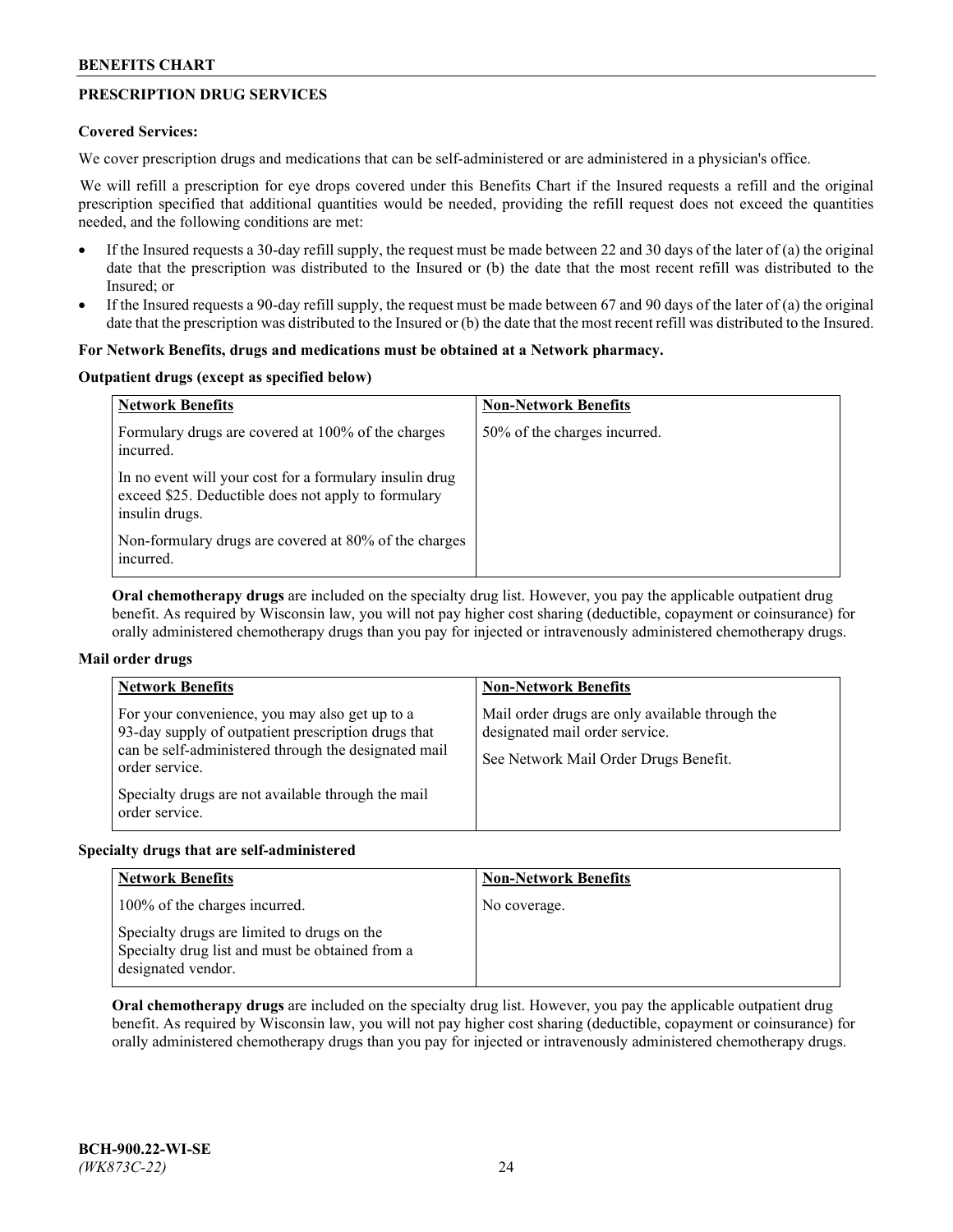## PRESCRIPTION DRUG SERVICES

**Covered Services:**

We cover prescription drugs and medications that can be self-administered or are administered in a physician's office.

We will refill a prescription for eye drops covered under this Benefits Chart if the Insured requests a refill and the original prescription specified that additional quantities would be needed, providing the refill request does not exceed the quantities needed, and the following conditions are met:

- If the Insured requests a 30-day refill supply, the request must be made between 22 and 30 days of the later of (a) the original date that the prescription was distributed to the Insured or (b) the date that the most recent refill was distributed to the Insured; or
- If the Insured requests a 90-day refill supply, the request must be made between 67 and 90 days of the later of (a) the original date that the prescription was distributed to the Insured or (b) the date that the most recent refill was distributed to the Insured.

**For Network Benefits, drugs and medications must be obtained at a Network pharmacy.**

**Outpatient drugs (except as specified below)**

| Network Benefits | Non-Network Benefits |
|---|---|
| Formulary drugs are covered at 100% of the charges incurred.<br><br>In no event will your cost for a formulary insulin drug exceed $25. Deductible does not apply to formulary insulin drugs.<br><br>Non-formulary drugs are covered at 80% of the charges incurred. | 50% of the charges incurred. |

**Oral chemotherapy drugs** are included on the specialty drug list. However, you pay the applicable outpatient drug benefit. As required by Wisconsin law, you will not pay higher cost sharing (deductible, copayment or coinsurance) for orally administered chemotherapy drugs than you pay for injected or intravenously administered chemotherapy drugs.

**Mail order drugs**

| Network Benefits | Non-Network Benefits |
|---|---|
| For your convenience, you may also get up to a 93-day supply of outpatient prescription drugs that can be self-administered through the designated mail order service.<br><br>Specialty drugs are not available through the mail order service. | Mail order drugs are only available through the designated mail order service.<br><br>See Network Mail Order Drugs Benefit. |

**Specialty drugs that are self-administered**

| Network Benefits | Non-Network Benefits |
|---|---|
| 100% of the charges incurred.<br><br>Specialty drugs are limited to drugs on the Specialty drug list and must be obtained from a designated vendor. | No coverage. |

**Oral chemotherapy drugs** are included on the specialty drug list. However, you pay the applicable outpatient drug benefit. As required by Wisconsin law, you will not pay higher cost sharing (deductible, copayment or coinsurance) for orally administered chemotherapy drugs than you pay for injected or intravenously administered chemotherapy drugs.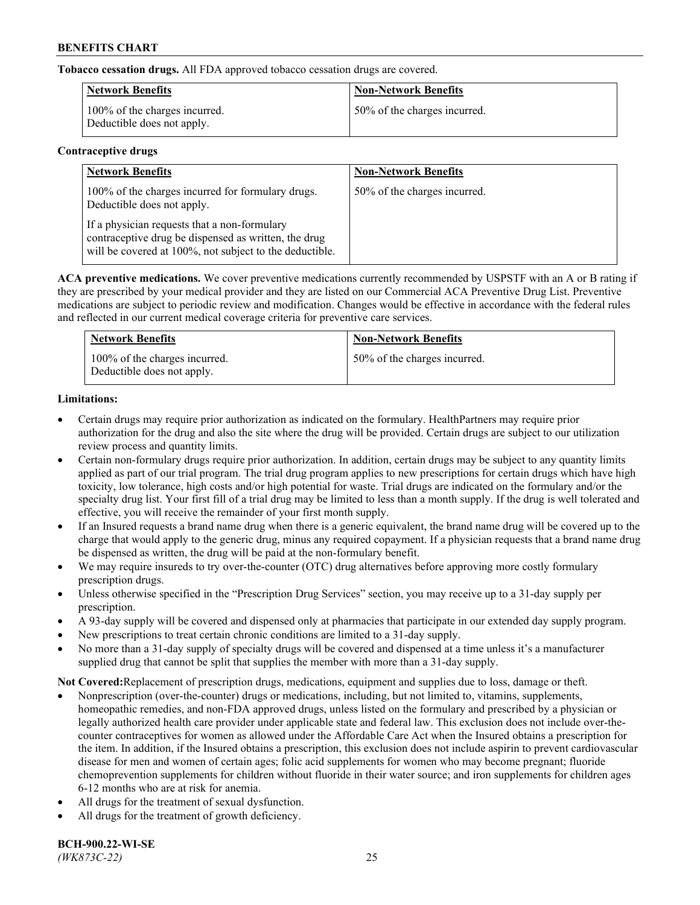**Tobacco cessation drugs.** All FDA approved tobacco cessation drugs are covered.

| Network Benefits | Non-Network Benefits |
| --- | --- |
| 100% of the charges incurred. Deductible does not apply. | 50% of the charges incurred. |

**Contraceptive drugs**

| Network Benefits | Non-Network Benefits |
| --- | --- |
| 100% of the charges incurred for formulary drugs. Deductible does not apply.<br><br>If a physician requests that a non-formulary contraceptive drug be dispensed as written, the drug will be covered at 100%, not subject to the deductible. | 50% of the charges incurred. |

**ACA preventive medications.** We cover preventive medications currently recommended by USPSTF with an A or B rating if they are prescribed by your medical provider and they are listed on our Commercial ACA Preventive Drug List. Preventive medications are subject to periodic review and modification. Changes would be effective in accordance with the federal rules and reflected in our current medical coverage criteria for preventive care services.

| Network Benefits | Non-Network Benefits |
| --- | --- |
| 100% of the charges incurred. Deductible does not apply. | 50% of the charges incurred. |

**Limitations:**

- Certain drugs may require prior authorization as indicated on the formulary. HealthPartners may require prior authorization for the drug and also the site where the drug will be provided. Certain drugs are subject to our utilization review process and quantity limits.
- Certain non-formulary drugs require prior authorization. In addition, certain drugs may be subject to any quantity limits applied as part of our trial program. The trial drug program applies to new prescriptions for certain drugs which have high toxicity, low tolerance, high costs and/or high potential for waste. Trial drugs are indicated on the formulary and/or the specialty drug list. Your first fill of a trial drug may be limited to less than a month supply. If the drug is well tolerated and effective, you will receive the remainder of your first month supply.
- If an Insured requests a brand name drug when there is a generic equivalent, the brand name drug will be covered up to the charge that would apply to the generic drug, minus any required copayment. If a physician requests that a brand name drug be dispensed as written, the drug will be paid at the non-formulary benefit.
- We may require insureds to try over-the-counter (OTC) drug alternatives before approving more costly formulary prescription drugs.
- Unless otherwise specified in the "Prescription Drug Services" section, you may receive up to a 31-day supply per prescription.
- A 93-day supply will be covered and dispensed only at pharmacies that participate in our extended day supply program.
- New prescriptions to treat certain chronic conditions are limited to a 31-day supply.
- No more than a 31-day supply of specialty drugs will be covered and dispensed at a time unless it's a manufacturer supplied drug that cannot be split that supplies the member with more than a 31-day supply.

**Not Covered:**Replacement of prescription drugs, medications, equipment and supplies due to loss, damage or theft.

- Nonprescription (over-the-counter) drugs or medications, including, but not limited to, vitamins, supplements, homeopathic remedies, and non-FDA approved drugs, unless listed on the formulary and prescribed by a physician or legally authorized health care provider under applicable state and federal law. This exclusion does not include over-the-counter contraceptives for women as allowed under the Affordable Care Act when the Insured obtains a prescription for the item. In addition, if the Insured obtains a prescription, this exclusion does not include aspirin to prevent cardiovascular disease for men and women of certain ages; folic acid supplements for women who may become pregnant; fluoride chemoprevention supplements for children without fluoride in their water source; and iron supplements for children ages 6-12 months who are at risk for anemia.
- All drugs for the treatment of sexual dysfunction.
- All drugs for the treatment of growth deficiency.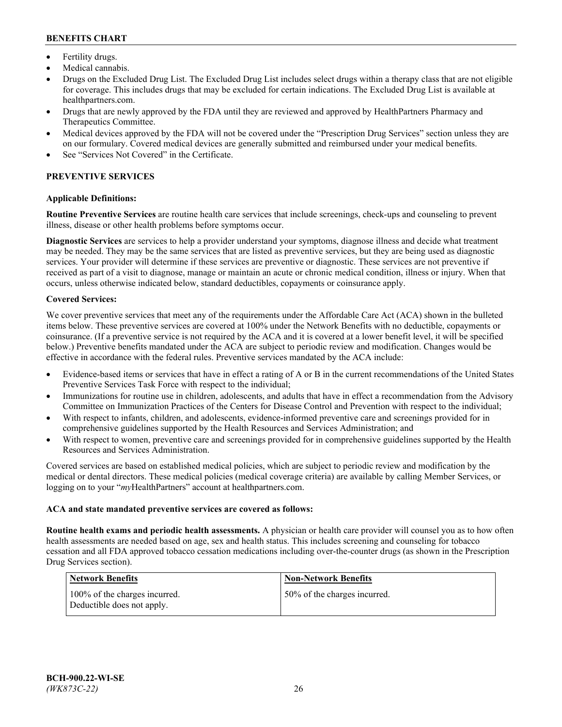- Fertility drugs.
- Medical cannabis.
- Drugs on the Excluded Drug List. The Excluded Drug List includes select drugs within a therapy class that are not eligible for coverage. This includes drugs that may be excluded for certain indications. The Excluded Drug List is available at healthpartners.com.
- Drugs that are newly approved by the FDA until they are reviewed and approved by HealthPartners Pharmacy and Therapeutics Committee.
- Medical devices approved by the FDA will not be covered under the "Prescription Drug Services" section unless they are on our formulary. Covered medical devices are generally submitted and reimbursed under your medical benefits.
- See "Services Not Covered" in the Certificate.

## PREVENTIVE SERVICES

### Applicable Definitions:

**Routine Preventive Services** are routine health care services that include screenings, check-ups and counseling to prevent illness, disease or other health problems before symptoms occur.

**Diagnostic Services** are services to help a provider understand your symptoms, diagnose illness and decide what treatment may be needed. They may be the same services that are listed as preventive services, but they are being used as diagnostic services. Your provider will determine if these services are preventive or diagnostic. These services are not preventive if received as part of a visit to diagnose, manage or maintain an acute or chronic medical condition, illness or injury. When that occurs, unless otherwise indicated below, standard deductibles, copayments or coinsurance apply.

### Covered Services:

We cover preventive services that meet any of the requirements under the Affordable Care Act (ACA) shown in the bulleted items below. These preventive services are covered at 100% under the Network Benefits with no deductible, copayments or coinsurance. (If a preventive service is not required by the ACA and it is covered at a lower benefit level, it will be specified below.) Preventive benefits mandated under the ACA are subject to periodic review and modification. Changes would be effective in accordance with the federal rules. Preventive services mandated by the ACA include:

- Evidence-based items or services that have in effect a rating of A or B in the current recommendations of the United States Preventive Services Task Force with respect to the individual;
- Immunizations for routine use in children, adolescents, and adults that have in effect a recommendation from the Advisory Committee on Immunization Practices of the Centers for Disease Control and Prevention with respect to the individual;
- With respect to infants, children, and adolescents, evidence-informed preventive care and screenings provided for in comprehensive guidelines supported by the Health Resources and Services Administration; and
- With respect to women, preventive care and screenings provided for in comprehensive guidelines supported by the Health Resources and Services Administration.

Covered services are based on established medical policies, which are subject to periodic review and modification by the medical or dental directors. These medical policies (medical coverage criteria) are available by calling Member Services, or logging on to your "*my*HealthPartners" account at healthpartners.com.

### ACA and state mandated preventive services are covered as follows:

**Routine health exams and periodic health assessments.** A physician or health care provider will counsel you as to how often health assessments are needed based on age, sex and health status. This includes screening and counseling for tobacco cessation and all FDA approved tobacco cessation medications including over-the-counter drugs (as shown in the Prescription Drug Services section).

| Network Benefits | Non-Network Benefits |
|---|---|
| 100% of the charges incurred. Deductible does not apply. | 50% of the charges incurred. |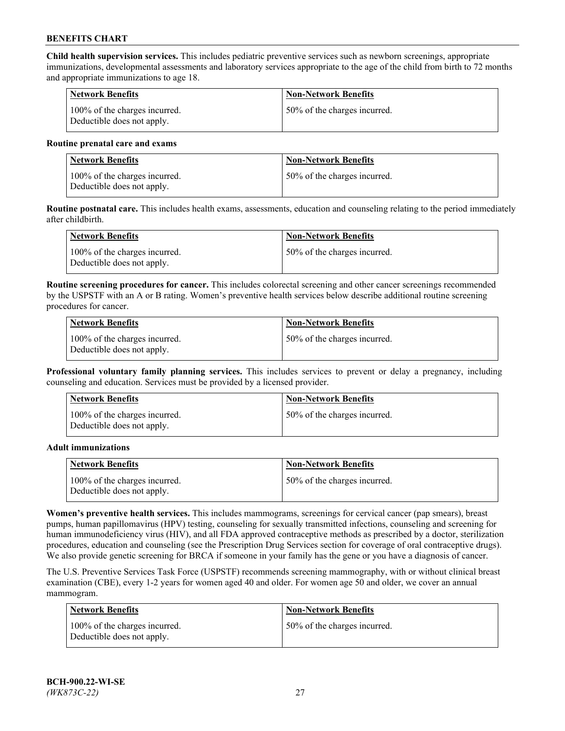**Child health supervision services.** This includes pediatric preventive services such as newborn screenings, appropriate immunizations, developmental assessments and laboratory services appropriate to the age of the child from birth to 72 months and appropriate immunizations to age 18.

| Network Benefits | Non-Network Benefits |
| --- | --- |
| 100% of the charges incurred. Deductible does not apply. | 50% of the charges incurred. |

**Routine prenatal care and exams**

| Network Benefits | Non-Network Benefits |
| --- | --- |
| 100% of the charges incurred. Deductible does not apply. | 50% of the charges incurred. |

**Routine postnatal care.** This includes health exams, assessments, education and counseling relating to the period immediately after childbirth.

| Network Benefits | Non-Network Benefits |
| --- | --- |
| 100% of the charges incurred. Deductible does not apply. | 50% of the charges incurred. |

**Routine screening procedures for cancer.** This includes colorectal screening and other cancer screenings recommended by the USPSTF with an A or B rating. Women's preventive health services below describe additional routine screening procedures for cancer.

| Network Benefits | Non-Network Benefits |
| --- | --- |
| 100% of the charges incurred. Deductible does not apply. | 50% of the charges incurred. |

**Professional voluntary family planning services.** This includes services to prevent or delay a pregnancy, including counseling and education. Services must be provided by a licensed provider.

| Network Benefits | Non-Network Benefits |
| --- | --- |
| 100% of the charges incurred. Deductible does not apply. | 50% of the charges incurred. |

**Adult immunizations**

| Network Benefits | Non-Network Benefits |
| --- | --- |
| 100% of the charges incurred. Deductible does not apply. | 50% of the charges incurred. |

**Women's preventive health services.** This includes mammograms, screenings for cervical cancer (pap smears), breast pumps, human papillomavirus (HPV) testing, counseling for sexually transmitted infections, counseling and screening for human immunodeficiency virus (HIV), and all FDA approved contraceptive methods as prescribed by a doctor, sterilization procedures, education and counseling (see the Prescription Drug Services section for coverage of oral contraceptive drugs). We also provide genetic screening for BRCA if someone in your family has the gene or you have a diagnosis of cancer.

The U.S. Preventive Services Task Force (USPSTF) recommends screening mammography, with or without clinical breast examination (CBE), every 1-2 years for women aged 40 and older. For women age 50 and older, we cover an annual mammogram.

| Network Benefits | Non-Network Benefits |
| --- | --- |
| 100% of the charges incurred. Deductible does not apply. | 50% of the charges incurred. |

**BCH-900.22-WI-SE**
*(WK873C-22)*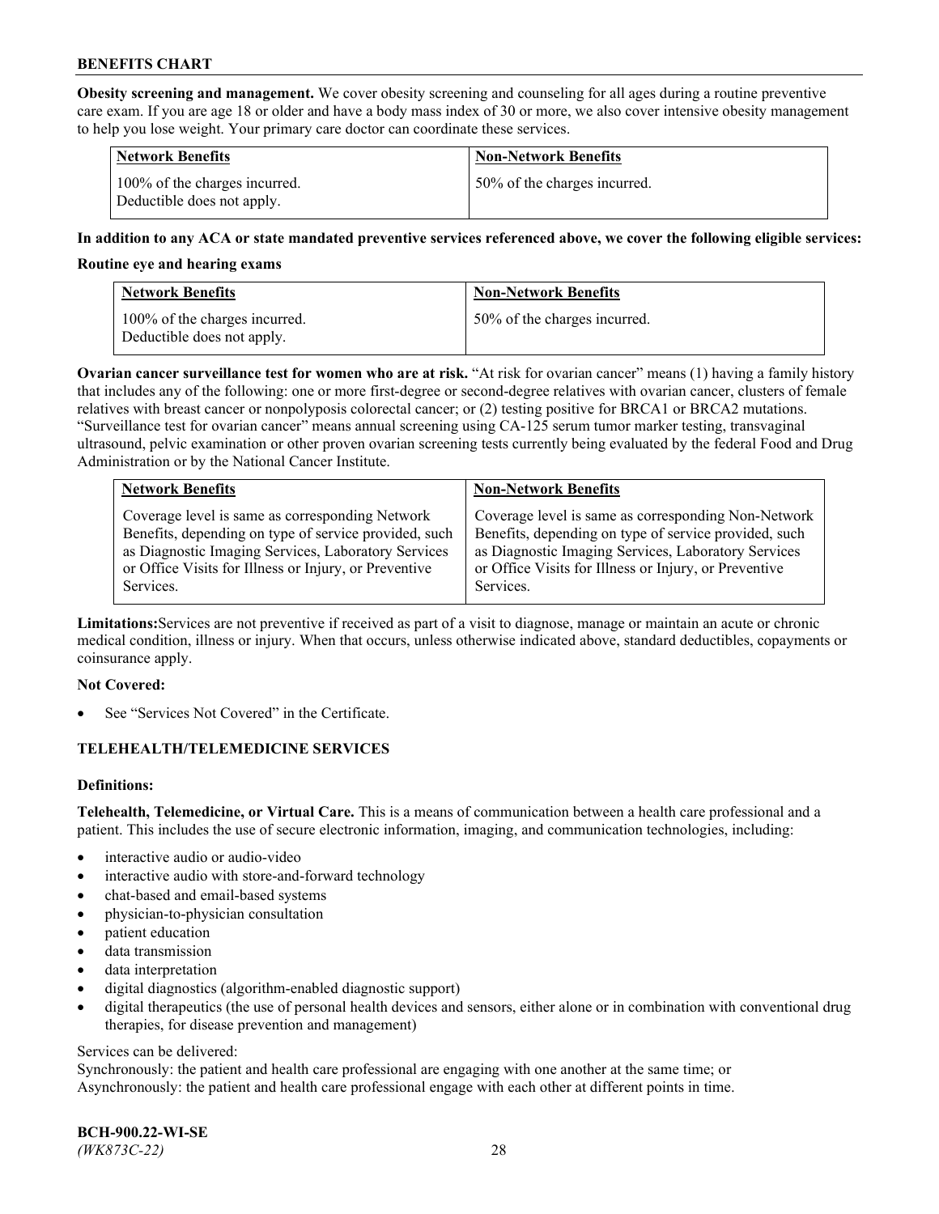**Obesity screening and management.** We cover obesity screening and counseling for all ages during a routine preventive care exam. If you are age 18 or older and have a body mass index of 30 or more, we also cover intensive obesity management to help you lose weight. Your primary care doctor can coordinate these services.

| Network Benefits | Non-Network Benefits |
|---|---|
| 100% of the charges incurred. Deductible does not apply. | 50% of the charges incurred. |

**In addition to any ACA or state mandated preventive services referenced above, we cover the following eligible services:**

**Routine eye and hearing exams**

| Network Benefits | Non-Network Benefits |
|---|---|
| 100% of the charges incurred. Deductible does not apply. | 50% of the charges incurred. |

**Ovarian cancer surveillance test for women who are at risk.** "At risk for ovarian cancer" means (1) having a family history that includes any of the following: one or more first-degree or second-degree relatives with ovarian cancer, clusters of female relatives with breast cancer or nonpolyposis colorectal cancer; or (2) testing positive for BRCA1 or BRCA2 mutations. "Surveillance test for ovarian cancer" means annual screening using CA-125 serum tumor marker testing, transvaginal ultrasound, pelvic examination or other proven ovarian screening tests currently being evaluated by the federal Food and Drug Administration or by the National Cancer Institute.

| Network Benefits | Non-Network Benefits |
|---|---|
| Coverage level is same as corresponding Network Benefits, depending on type of service provided, such as Diagnostic Imaging Services, Laboratory Services or Office Visits for Illness or Injury, or Preventive Services. | Coverage level is same as corresponding Non-Network Benefits, depending on type of service provided, such as Diagnostic Imaging Services, Laboratory Services or Office Visits for Illness or Injury, or Preventive Services. |

**Limitations:** Services are not preventive if received as part of a visit to diagnose, manage or maintain an acute or chronic medical condition, illness or injury. When that occurs, unless otherwise indicated above, standard deductibles, copayments or coinsurance apply.

**Not Covered:**

- See "Services Not Covered" in the Certificate.

## TELEHEALTH/TELEMEDICINE SERVICES

**Definitions:**

**Telehealth, Telemedicine, or Virtual Care.** This is a means of communication between a health care professional and a patient. This includes the use of secure electronic information, imaging, and communication technologies, including:

- interactive audio or audio-video
- interactive audio with store-and-forward technology
- chat-based and email-based systems
- physician-to-physician consultation
- patient education
- data transmission
- data interpretation
- digital diagnostics (algorithm-enabled diagnostic support)
- digital therapeutics (the use of personal health devices and sensors, either alone or in combination with conventional drug therapies, for disease prevention and management)

Services can be delivered:
Synchronously: the patient and health care professional are engaging with one another at the same time; or
Asynchronously: the patient and health care professional engage with each other at different points in time.

**BCH-900.22-WI-SE**
*(WK873C-22)*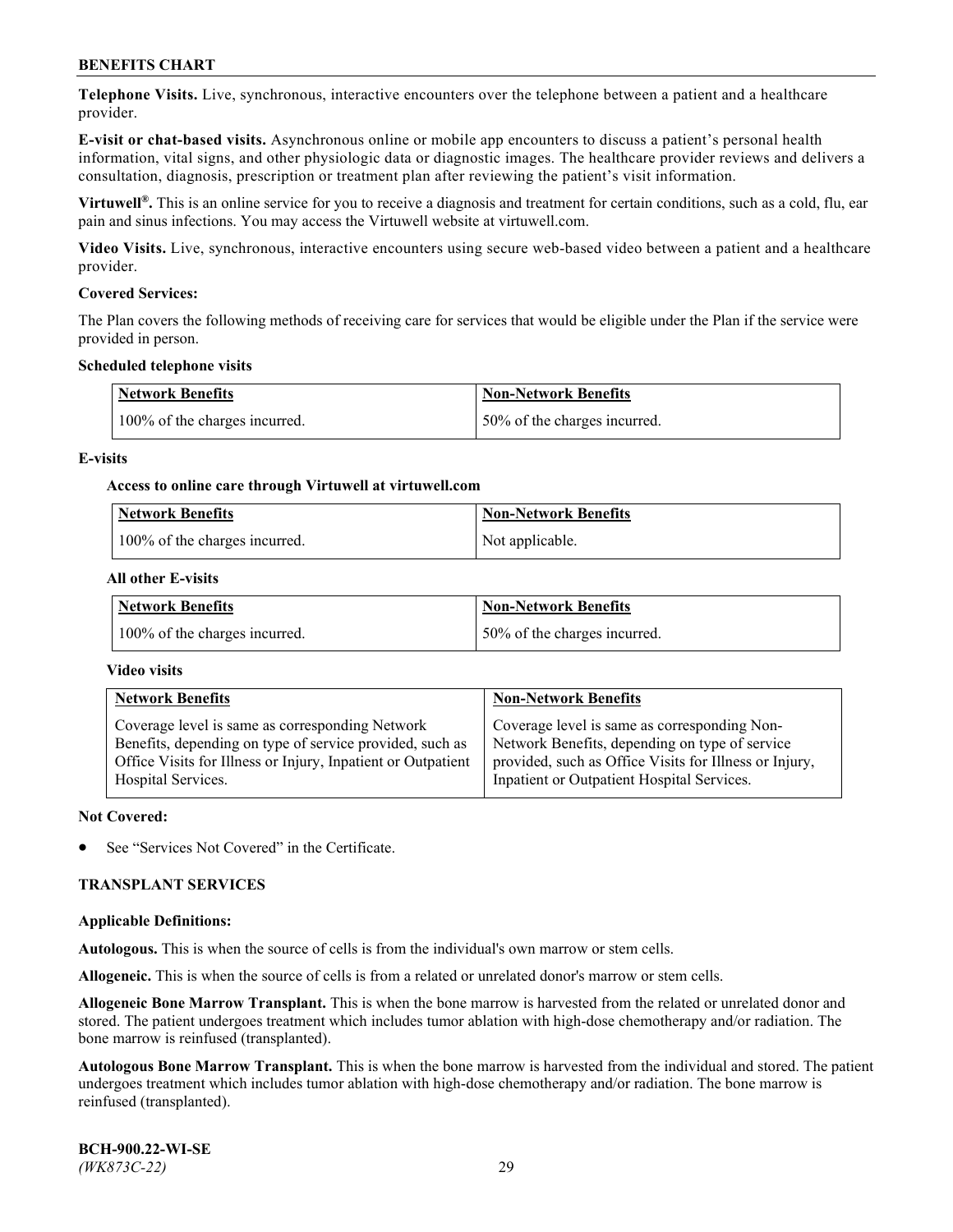**Telephone Visits.** Live, synchronous, interactive encounters over the telephone between a patient and a healthcare provider.

**E-visit or chat-based visits.** Asynchronous online or mobile app encounters to discuss a patient's personal health information, vital signs, and other physiologic data or diagnostic images. The healthcare provider reviews and delivers a consultation, diagnosis, prescription or treatment plan after reviewing the patient's visit information.

**Virtuwell®.** This is an online service for you to receive a diagnosis and treatment for certain conditions, such as a cold, flu, ear pain and sinus infections. You may access the Virtuwell website at virtuwell.com.

**Video Visits.** Live, synchronous, interactive encounters using secure web-based video between a patient and a healthcare provider.

**Covered Services:**

The Plan covers the following methods of receiving care for services that would be eligible under the Plan if the service were provided in person.

**Scheduled telephone visits**

| Network Benefits | Non-Network Benefits |
|---|---|
| 100% of the charges incurred. | 50% of the charges incurred. |

**E-visits**

**Access to online care through Virtuwell at virtuwell.com**

| Network Benefits | Non-Network Benefits |
|---|---|
| 100% of the charges incurred. | Not applicable. |

**All other E-visits**

| Network Benefits | Non-Network Benefits |
|---|---|
| 100% of the charges incurred. | 50% of the charges incurred. |

**Video visits**

| Network Benefits | Non-Network Benefits |
|---|---|
| Coverage level is same as corresponding Network Benefits, depending on type of service provided, such as Office Visits for Illness or Injury, Inpatient or Outpatient Hospital Services. | Coverage level is same as corresponding Non-Network Benefits, depending on type of service provided, such as Office Visits for Illness or Injury, Inpatient or Outpatient Hospital Services. |

**Not Covered:**

- See "Services Not Covered" in the Certificate.

**TRANSPLANT SERVICES**

**Applicable Definitions:**

**Autologous.** This is when the source of cells is from the individual's own marrow or stem cells.

**Allogeneic.** This is when the source of cells is from a related or unrelated donor's marrow or stem cells.

**Allogeneic Bone Marrow Transplant.** This is when the bone marrow is harvested from the related or unrelated donor and stored. The patient undergoes treatment which includes tumor ablation with high-dose chemotherapy and/or radiation. The bone marrow is reinfused (transplanted).

**Autologous Bone Marrow Transplant.** This is when the bone marrow is harvested from the individual and stored. The patient undergoes treatment which includes tumor ablation with high-dose chemotherapy and/or radiation. The bone marrow is reinfused (transplanted).

**BCH-900.22-WI-SE**
*(WK873C-22)*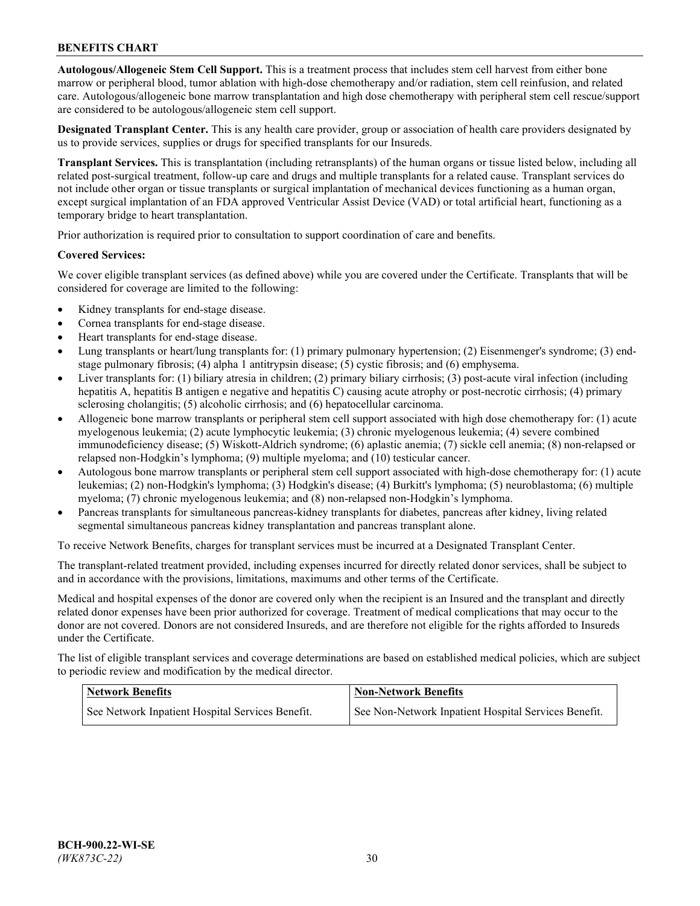**Autologous/Allogeneic Stem Cell Support.** This is a treatment process that includes stem cell harvest from either bone marrow or peripheral blood, tumor ablation with high-dose chemotherapy and/or radiation, stem cell reinfusion, and related care. Autologous/allogeneic bone marrow transplantation and high dose chemotherapy with peripheral stem cell rescue/support are considered to be autologous/allogeneic stem cell support.

**Designated Transplant Center.** This is any health care provider, group or association of health care providers designated by us to provide services, supplies or drugs for specified transplants for our Insureds.

**Transplant Services.** This is transplantation (including retransplants) of the human organs or tissue listed below, including all related post-surgical treatment, follow-up care and drugs and multiple transplants for a related cause. Transplant services do not include other organ or tissue transplants or surgical implantation of mechanical devices functioning as a human organ, except surgical implantation of an FDA approved Ventricular Assist Device (VAD) or total artificial heart, functioning as a temporary bridge to heart transplantation.

Prior authorization is required prior to consultation to support coordination of care and benefits.

**Covered Services:**

We cover eligible transplant services (as defined above) while you are covered under the Certificate. Transplants that will be considered for coverage are limited to the following:

- Kidney transplants for end-stage disease.
- Cornea transplants for end-stage disease.
- Heart transplants for end-stage disease.
- Lung transplants or heart/lung transplants for: (1) primary pulmonary hypertension; (2) Eisenmenger's syndrome; (3) end-stage pulmonary fibrosis; (4) alpha 1 antitrypsin disease; (5) cystic fibrosis; and (6) emphysema.
- Liver transplants for: (1) biliary atresia in children; (2) primary biliary cirrhosis; (3) post-acute viral infection (including hepatitis A, hepatitis B antigen e negative and hepatitis C) causing acute atrophy or post-necrotic cirrhosis; (4) primary sclerosing cholangitis; (5) alcoholic cirrhosis; and (6) hepatocellular carcinoma.
- Allogeneic bone marrow transplants or peripheral stem cell support associated with high dose chemotherapy for: (1) acute myelogenous leukemia; (2) acute lymphocytic leukemia; (3) chronic myelogenous leukemia; (4) severe combined immunodeficiency disease; (5) Wiskott-Aldrich syndrome; (6) aplastic anemia; (7) sickle cell anemia; (8) non-relapsed or relapsed non-Hodgkin's lymphoma; (9) multiple myeloma; and (10) testicular cancer.
- Autologous bone marrow transplants or peripheral stem cell support associated with high-dose chemotherapy for: (1) acute leukemias; (2) non-Hodgkin's lymphoma; (3) Hodgkin's disease; (4) Burkitt's lymphoma; (5) neuroblastoma; (6) multiple myeloma; (7) chronic myelogenous leukemia; and (8) non-relapsed non-Hodgkin's lymphoma.
- Pancreas transplants for simultaneous pancreas-kidney transplants for diabetes, pancreas after kidney, living related segmental simultaneous pancreas kidney transplantation and pancreas transplant alone.

To receive Network Benefits, charges for transplant services must be incurred at a Designated Transplant Center.

The transplant-related treatment provided, including expenses incurred for directly related donor services, shall be subject to and in accordance with the provisions, limitations, maximums and other terms of the Certificate.

Medical and hospital expenses of the donor are covered only when the recipient is an Insured and the transplant and directly related donor expenses have been prior authorized for coverage. Treatment of medical complications that may occur to the donor are not covered. Donors are not considered Insureds, and are therefore not eligible for the rights afforded to Insureds under the Certificate.

The list of eligible transplant services and coverage determinations are based on established medical policies, which are subject to periodic review and modification by the medical director.

| Network Benefits | Non-Network Benefits |
| --- | --- |
| See Network Inpatient Hospital Services Benefit. | See Non-Network Inpatient Hospital Services Benefit. |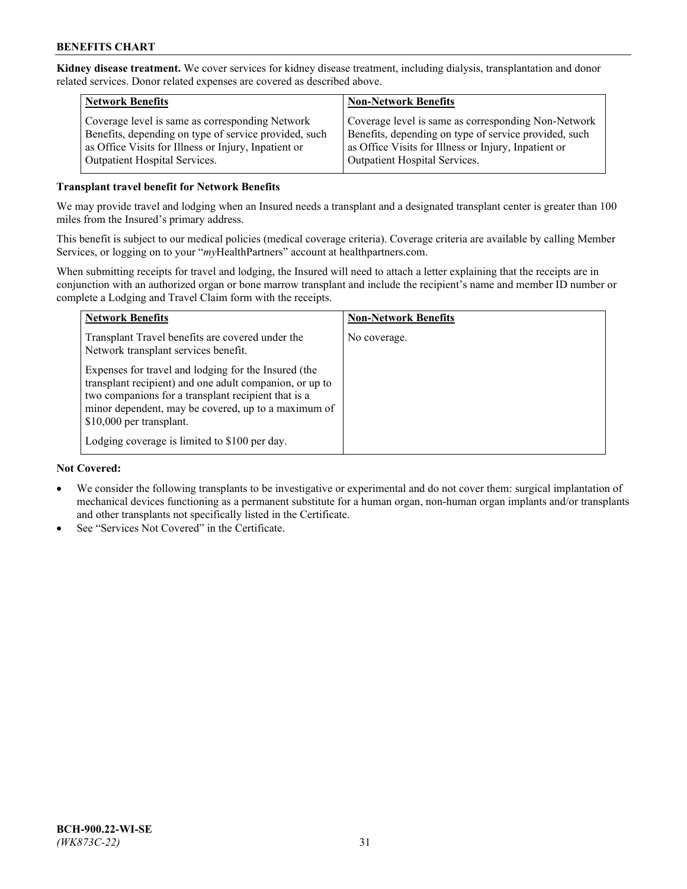**Kidney disease treatment.** We cover services for kidney disease treatment, including dialysis, transplantation and donor related services. Donor related expenses are covered as described above.

| Network Benefits | Non-Network Benefits |
|---|---|
| Coverage level is same as corresponding Network Benefits, depending on type of service provided, such as Office Visits for Illness or Injury, Inpatient or Outpatient Hospital Services. | Coverage level is same as corresponding Non-Network Benefits, depending on type of service provided, such as Office Visits for Illness or Injury, Inpatient or Outpatient Hospital Services. |

**Transplant travel benefit for Network Benefits**

We may provide travel and lodging when an Insured needs a transplant and a designated transplant center is greater than 100 miles from the Insured's primary address.

This benefit is subject to our medical policies (medical coverage criteria). Coverage criteria are available by calling Member Services, or logging on to your "*my*HealthPartners" account at healthpartners.com.

When submitting receipts for travel and lodging, the Insured will need to attach a letter explaining that the receipts are in conjunction with an authorized organ or bone marrow transplant and include the recipient's name and member ID number or complete a Lodging and Travel Claim form with the receipts.

| Network Benefits | Non-Network Benefits |
|---|---|
| Transplant Travel benefits are covered under the Network transplant services benefit.<br><br>Expenses for travel and lodging for the Insured (the transplant recipient) and one adult companion, or up to two companions for a transplant recipient that is a minor dependent, may be covered, up to a maximum of $10,000 per transplant.<br><br>Lodging coverage is limited to $100 per day. | No coverage. |

**Not Covered:**

- We consider the following transplants to be investigative or experimental and do not cover them: surgical implantation of mechanical devices functioning as a permanent substitute for a human organ, non-human organ implants and/or transplants and other transplants not specifically listed in the Certificate.
- See "Services Not Covered" in the Certificate.

**BCH-900.22-WI-SE**
*(WK873C-22)*